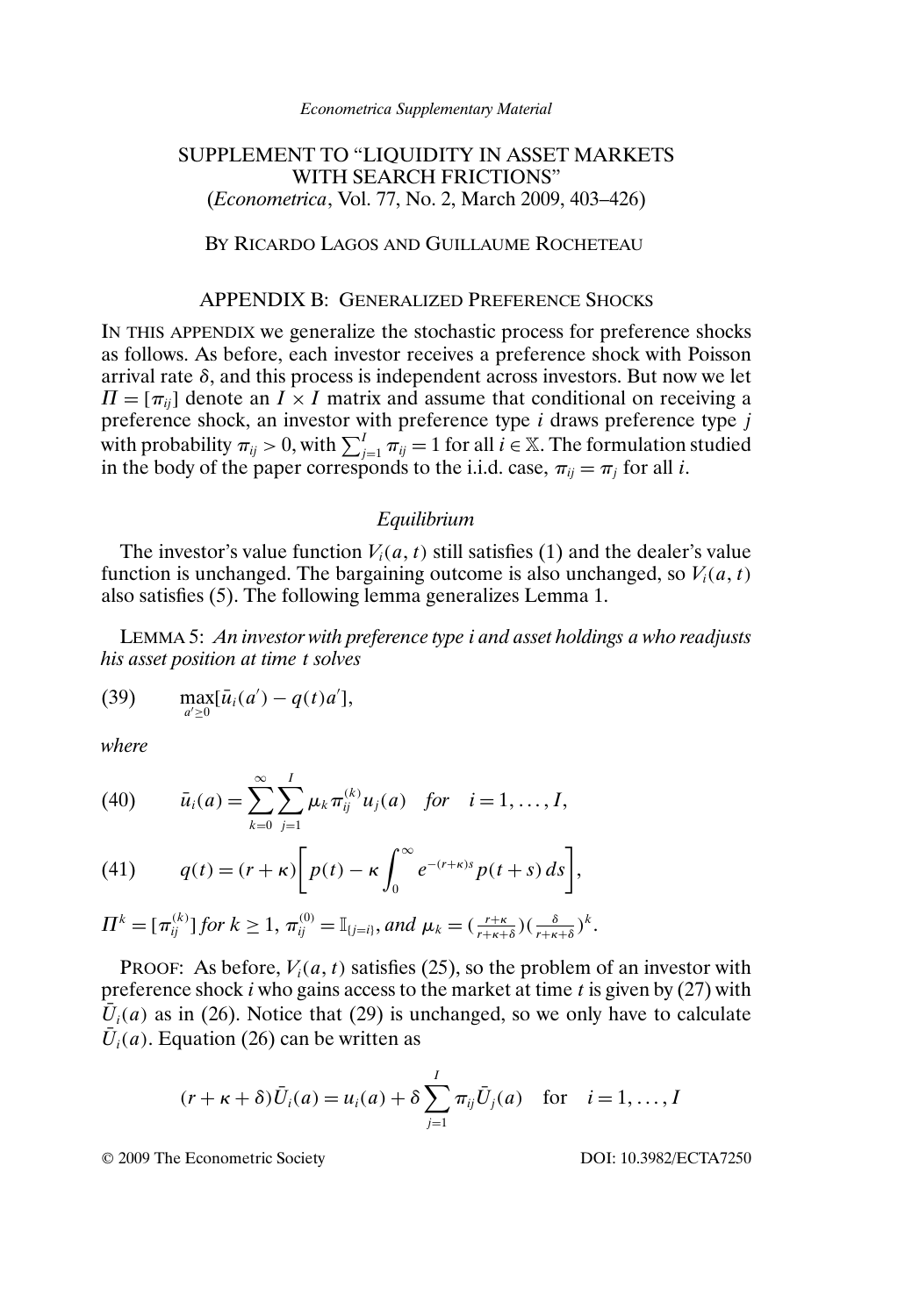*Econometrica Supplementary Material*

# SUPPLEMENT TO "LIQUIDITY IN ASSET MARKETS WITH SEARCH FRICTIONS"
(*Econometrica*, Vol. 77, No. 2, March 2009, 403–426)

BY RICARDO LAGOS AND GUILLAUME ROCHETEAU

## APPENDIX B: GENERALIZED PREFERENCE SHOCKS

IN THIS APPENDIX we generalize the stochastic process for preference shocks as follows. As before, each investor receives a preference shock with Poisson arrival rate $\delta$, and this process is independent across investors. But now we let $\Pi = [\pi_{ij}]$ denote an $I \times I$ matrix and assume that conditional on receiving a preference shock, an investor with preference type $i$ draws preference type $j$ with probability $\pi_{ij} > 0$, with $\sum_{j=1}^{I} \pi_{ij} = 1$ for all $i \in \mathbb{X}$. The formulation studied in the body of the paper corresponds to the i.i.d. case, $\pi_{ij} = \pi_j$ for all $i$.

### *Equilibrium*

The investor's value function $V_i(a, t)$ still satisfies (1) and the dealer's value function is unchanged. The bargaining outcome is also unchanged, so $V_i(a, t)$ also satisfies (5). The following lemma generalizes Lemma 1.

LEMMA 5: *An investor with preference type $i$ and asset holdings $a$ who readjusts his asset position at time $t$ solves*

$$\max_{a' \geq 0} [\bar{u}_i(a') - q(t)a'], \tag{39}$$

*where*

$$\bar{u}_i(a) = \sum_{k=0}^{\infty} \sum_{j=1}^{I} \mu_k \pi_{ij}^{(k)} u_j(a) \quad \text{for} \quad i = 1, \ldots, I, \tag{40}$$

$$q(t) = (r + \kappa) \left[ p(t) - \kappa \int_0^{\infty} e^{-(r+\kappa)s} p(t+s)\, ds \right], \tag{41}$$

$\Pi^k = [\pi_{ij}^{(k)}]$ *for* $k \geq 1$, $\pi_{ij}^{(0)} = \mathbb{I}_{\{j=i\}}$, *and* $\mu_k = (\frac{r+\kappa}{r+\kappa+\delta})(\frac{\delta}{r+\kappa+\delta})^k$.

PROOF: As before, $V_i(a, t)$ satisfies (25), so the problem of an investor with preference shock $i$ who gains access to the market at time $t$ is given by (27) with $\bar{U}_i(a)$ as in (26). Notice that (29) is unchanged, so we only have to calculate $\bar{U}_i(a)$. Equation (26) can be written as

$$(r + \kappa + \delta)\bar{U}_i(a) = u_i(a) + \delta \sum_{j=1}^{I} \pi_{ij} \bar{U}_j(a) \quad \text{for} \quad i = 1, \ldots, I$$

© 2009 The Econometric Society DOI: 10.3982/ECTA7250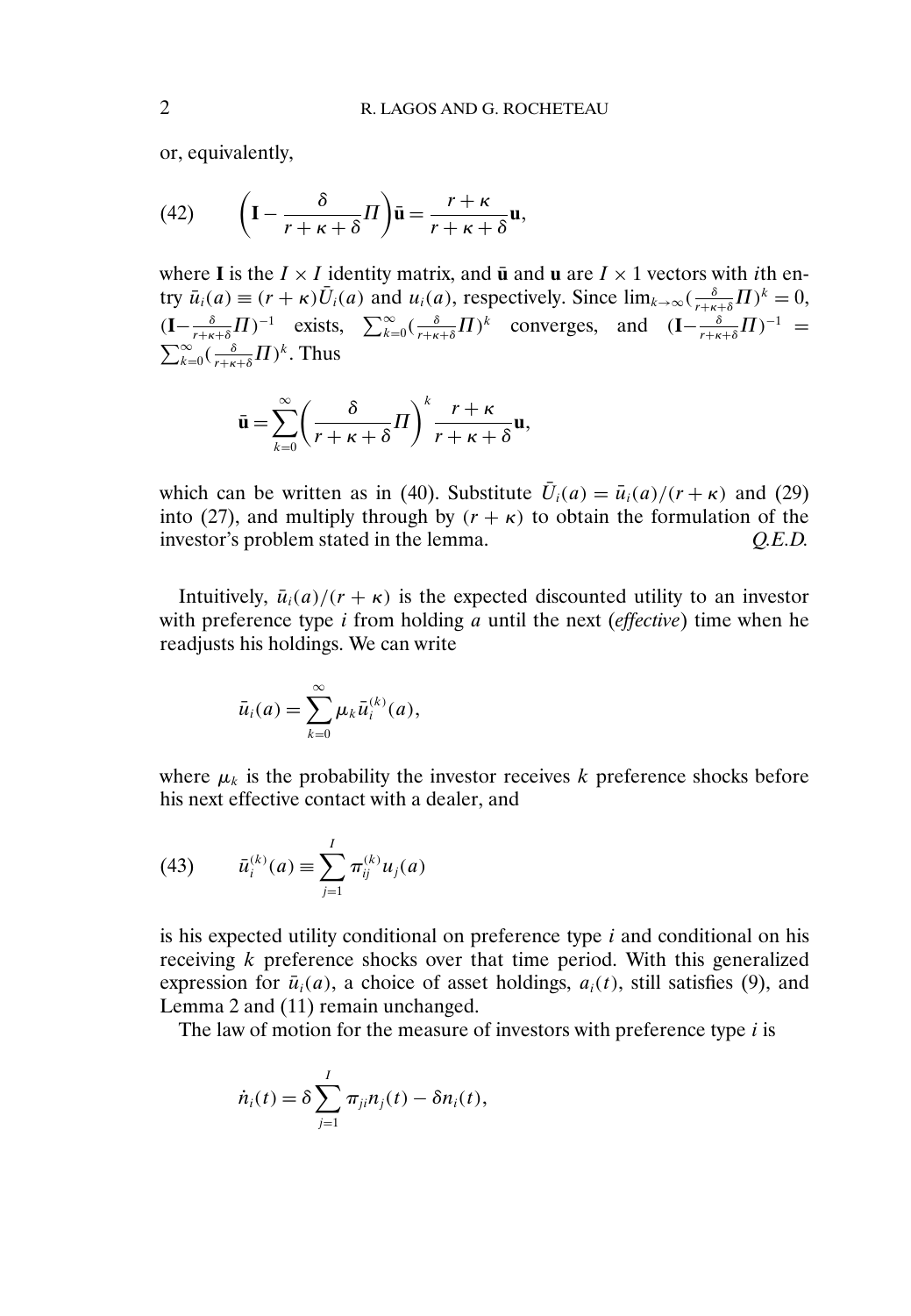or, equivalently,

$$\left(\mathbf{I} - \frac{\delta}{r+\kappa+\delta}\Pi\right)\bar{\mathbf{u}} = \frac{r+\kappa}{r+\kappa+\delta}\mathbf{u}, \tag{42}$$

where $\mathbf{I}$ is the $I \times I$ identity matrix, and $\bar{\mathbf{u}}$ and $\mathbf{u}$ are $I \times 1$ vectors with $i$th entry $\bar{u}_i(a) \equiv (r+\kappa)\bar{U}_i(a)$ and $u_i(a)$, respectively. Since $\lim_{k\to\infty}(\frac{\delta}{r+\kappa+\delta}\Pi)^k = 0$, $(\mathbf{I}-\frac{\delta}{r+\kappa+\delta}\Pi)^{-1}$ exists, $\sum_{k=0}^{\infty}(\frac{\delta}{r+\kappa+\delta}\Pi)^k$ converges, and $(\mathbf{I}-\frac{\delta}{r+\kappa+\delta}\Pi)^{-1} = \sum_{k=0}^{\infty}(\frac{\delta}{r+\kappa+\delta}\Pi)^k$. Thus

$$\bar{\mathbf{u}} = \sum_{k=0}^{\infty}\left(\frac{\delta}{r+\kappa+\delta}\Pi\right)^k \frac{r+\kappa}{r+\kappa+\delta}\mathbf{u},$$

which can be written as in (40). Substitute $\bar{U}_i(a) = \bar{u}_i(a)/(r+\kappa)$ and (29) into (27), and multiply through by $(r+\kappa)$ to obtain the formulation of the investor's problem stated in the lemma. *Q.E.D.*

Intuitively, $\bar{u}_i(a)/(r+\kappa)$ is the expected discounted utility to an investor with preference type $i$ from holding $a$ until the next (*effective*) time when he readjusts his holdings. We can write

$$\bar{u}_i(a) = \sum_{k=0}^{\infty}\mu_k \bar{u}_i^{(k)}(a),$$

where $\mu_k$ is the probability the investor receives $k$ preference shocks before his next effective contact with a dealer, and

$$\bar{u}_i^{(k)}(a) \equiv \sum_{j=1}^{I}\pi_{ij}^{(k)}u_j(a) \tag{43}$$

is his expected utility conditional on preference type $i$ and conditional on his receiving $k$ preference shocks over that time period. With this generalized expression for $\bar{u}_i(a)$, a choice of asset holdings, $a_i(t)$, still satisfies (9), and Lemma 2 and (11) remain unchanged.

The law of motion for the measure of investors with preference type $i$ is

$$\dot{n}_i(t) = \delta\sum_{j=1}^{I}\pi_{ji}n_j(t) - \delta n_i(t),$$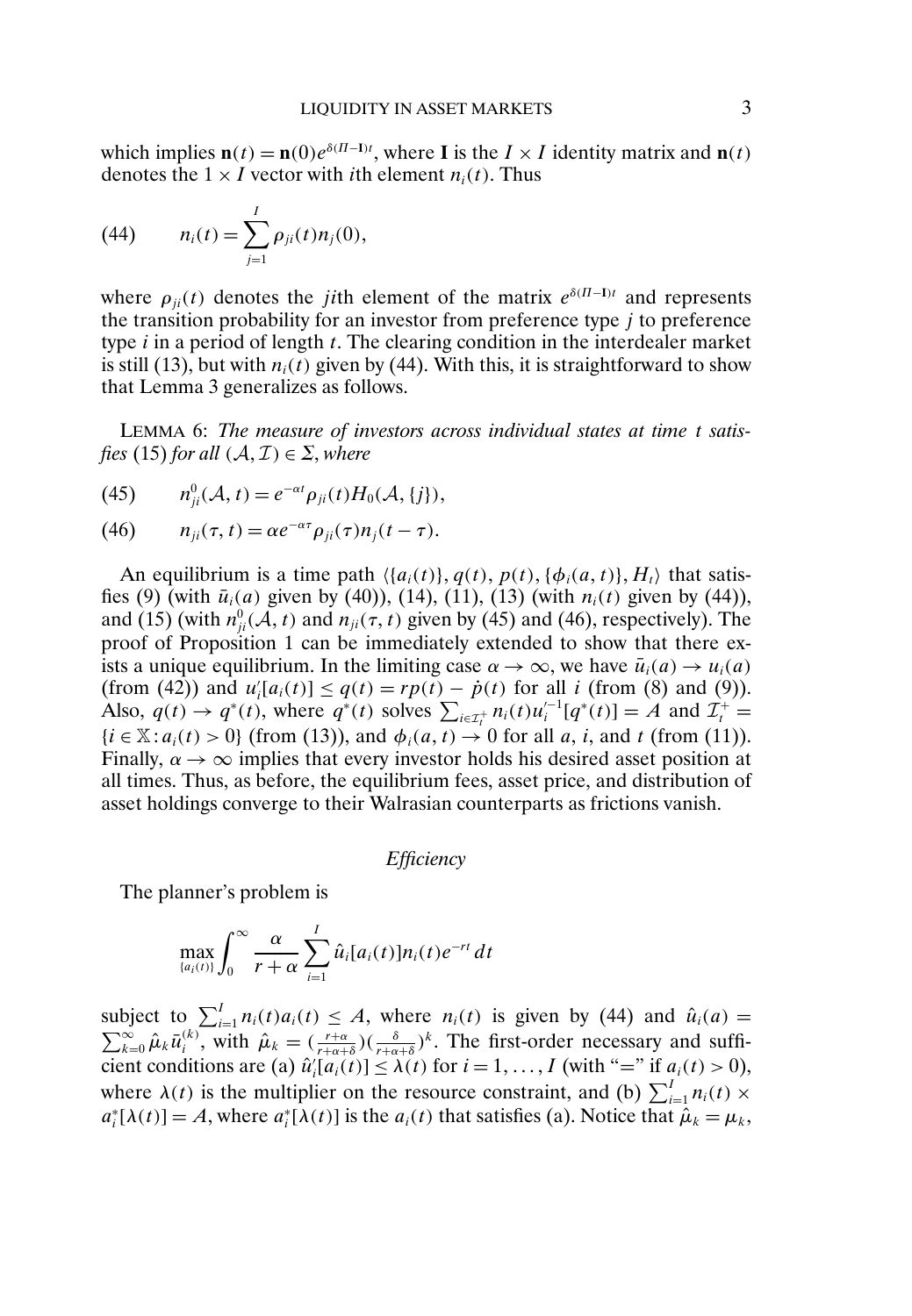which implies $\mathbf{n}(t) = \mathbf{n}(0)e^{\delta(\Pi - \mathbf{I})t}$, where $\mathbf{I}$ is the $I \times I$ identity matrix and $\mathbf{n}(t)$ denotes the $1 \times I$ vector with $i$th element $n_i(t)$. Thus

$$n_i(t) = \sum_{j=1}^{I} \rho_{ji}(t) n_j(0), \tag{44}$$

where $\rho_{ji}(t)$ denotes the $ji$th element of the matrix $e^{\delta(\Pi - \mathbf{I})t}$ and represents the transition probability for an investor from preference type $j$ to preference type $i$ in a period of length $t$. The clearing condition in the interdealer market is still (13), but with $n_i(t)$ given by (44). With this, it is straightforward to show that Lemma 3 generalizes as follows.

LEMMA 6: *The measure of investors across individual states at time $t$ satisfies* (15) *for all* $(\mathcal{A}, \mathcal{I}) \in \Sigma$, *where*

$$n_{ji}^0(\mathcal{A}, t) = e^{-\alpha t} \rho_{ji}(t) H_0(\mathcal{A}, \{j\}), \tag{45}$$

$$n_{ji}(\tau, t) = \alpha e^{-\alpha \tau} \rho_{ji}(\tau) n_j(t - \tau). \tag{46}$$

An equilibrium is a time path $\langle \{a_i(t)\}, q(t), p(t), \{\phi_i(a, t)\}, H_t \rangle$ that satisfies (9) (with $\bar{u}_i(a)$ given by (40)), (14), (11), (13) (with $n_i(t)$ given by (44)), and (15) (with $n_{ji}^0(\mathcal{A}, t)$ and $n_{ji}(\tau, t)$ given by (45) and (46), respectively). The proof of Proposition 1 can be immediately extended to show that there exists a unique equilibrium. In the limiting case $\alpha \to \infty$, we have $\bar{u}_i(a) \to u_i(a)$ (from (42)) and $u_i'[a_i(t)] \leq q(t) = rp(t) - \dot{p}(t)$ for all $i$ (from (8) and (9)). Also, $q(t) \to q^*(t)$, where $q^*(t)$ solves $\sum_{i \in \mathcal{I}_t^+} n_i(t) u_i'^{-1}[q^*(t)] = A$ and $\mathcal{I}_t^+ = \{i \in \mathbb{X} : a_i(t) > 0\}$ (from (13)), and $\phi_i(a, t) \to 0$ for all $a$, $i$, and $t$ (from (11)). Finally, $\alpha \to \infty$ implies that every investor holds his desired asset position at all times. Thus, as before, the equilibrium fees, asset price, and distribution of asset holdings converge to their Walrasian counterparts as frictions vanish.

*Efficiency*

The planner's problem is

$$\max_{\{a_i(t)\}} \int_0^\infty \frac{\alpha}{r + \alpha} \sum_{i=1}^{I} \hat{u}_i[a_i(t)] n_i(t) e^{-rt}\, dt$$

subject to $\sum_{i=1}^{I} n_i(t) a_i(t) \leq A$, where $n_i(t)$ is given by (44) and $\hat{u}_i(a) = \sum_{k=0}^{\infty} \hat{\mu}_k \bar{u}_i^{(k)}$, with $\hat{\mu}_k = (\frac{r+\alpha}{r+\alpha+\delta})(\frac{\delta}{r+\alpha+\delta})^k$. The first-order necessary and sufficient conditions are (a) $\hat{u}_i'[a_i(t)] \leq \lambda(t)$ for $i = 1, \ldots, I$ (with "=" if $a_i(t) > 0$), where $\lambda(t)$ is the multiplier on the resource constraint, and (b) $\sum_{i=1}^{I} n_i(t) \times a_i^*[\lambda(t)] = A$, where $a_i^*[\lambda(t)]$ is the $a_i(t)$ that satisfies (a). Notice that $\hat{\mu}_k = \mu_k$,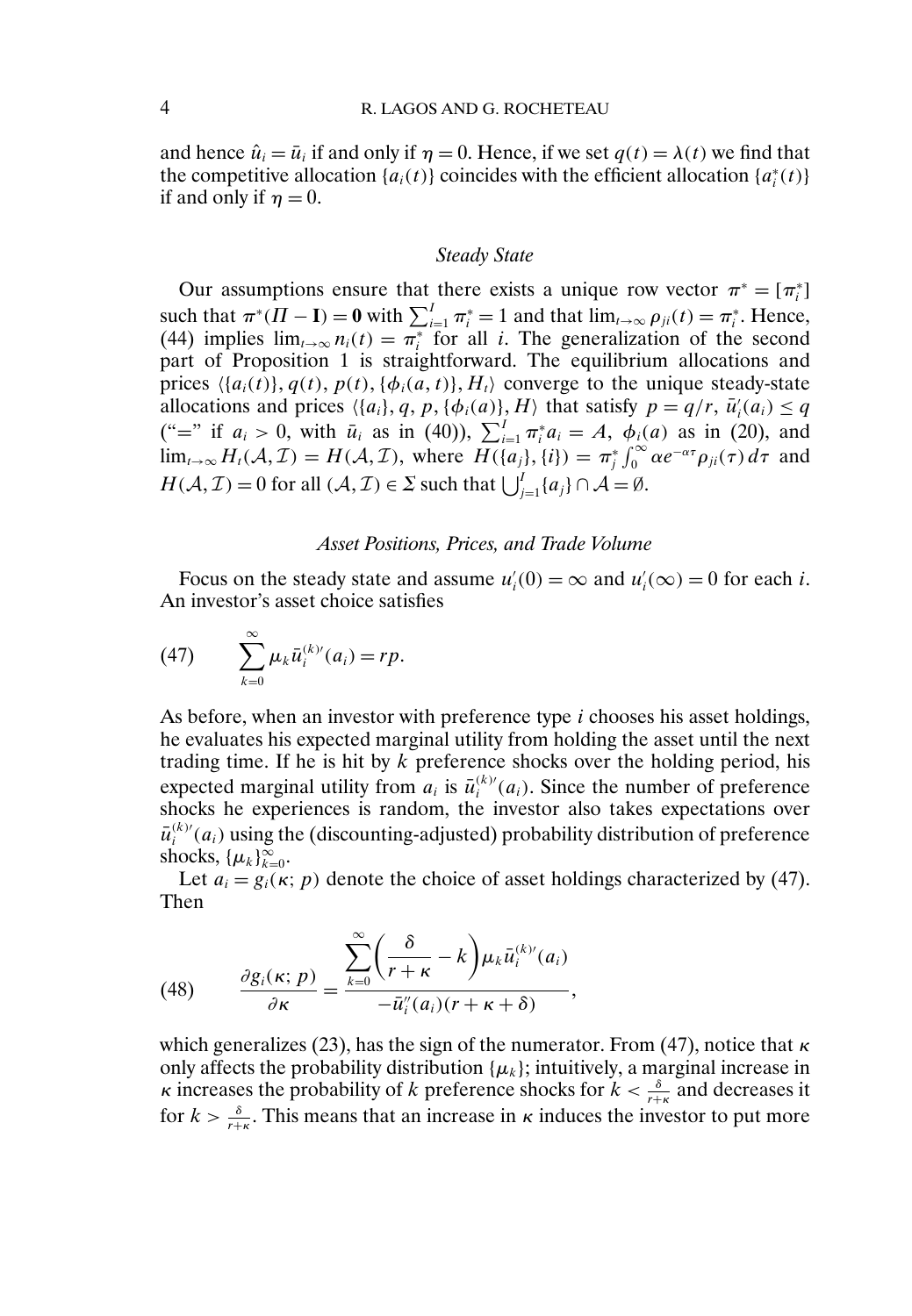and hence $\hat{u}_i = \bar{u}_i$ if and only if $\eta = 0$. Hence, if we set $q(t) = \lambda(t)$ we find that the competitive allocation $\{a_i(t)\}$ coincides with the efficient allocation $\{a_i^*(t)\}$ if and only if $\eta = 0$.

### *Steady State*

Our assumptions ensure that there exists a unique row vector $\pi^* = [\pi_i^*]$ such that $\pi^*(\Pi - \mathbf{I}) = \mathbf{0}$ with $\sum_{i=1}^I \pi_i^* = 1$ and that $\lim_{t\to\infty} \rho_{ji}(t) = \pi_i^*$. Hence, (44) implies $\lim_{t\to\infty} n_i(t) = \pi_i^*$ for all $i$. The generalization of the second part of Proposition 1 is straightforward. The equilibrium allocations and prices $\langle\{a_i(t)\}, q(t), p(t), \{\phi_i(a, t)\}, H_t\rangle$ converge to the unique steady-state allocations and prices $\langle\{a_i\}, q, p, \{\phi_i(a)\}, H\rangle$ that satisfy $p = q/r$, $\bar{u}_i'(a_i) \leq q$ ("=" if $a_i > 0$, with $\bar{u}_i$ as in (40)), $\sum_{i=1}^I \pi_i^* a_i = A$, $\phi_i(a)$ as in (20), and $\lim_{t\to\infty} H_t(\mathcal{A}, \mathcal{I}) = H(\mathcal{A}, \mathcal{I})$, where $H(\{a_j\}, \{i\}) = \pi_j^* \int_0^\infty \alpha e^{-\alpha\tau} \rho_{ji}(\tau)\, d\tau$ and $H(\mathcal{A}, \mathcal{I}) = 0$ for all $(\mathcal{A}, \mathcal{I}) \in \Sigma$ such that $\bigcup_{j=1}^I \{a_j\} \cap \mathcal{A} = \emptyset$.

### *Asset Positions, Prices, and Trade Volume*

Focus on the steady state and assume $u_i'(0) = \infty$ and $u_i'(\infty) = 0$ for each $i$. An investor's asset choice satisfies

$$\sum_{k=0}^{\infty} \mu_k \bar{u}_i^{(k)\prime}(a_i) = rp. \tag{47}$$

As before, when an investor with preference type $i$ chooses his asset holdings, he evaluates his expected marginal utility from holding the asset until the next trading time. If he is hit by $k$ preference shocks over the holding period, his expected marginal utility from $a_i$ is $\bar{u}_i^{(k)\prime}(a_i)$. Since the number of preference shocks he experiences is random, the investor also takes expectations over $\bar{u}_i^{(k)\prime}(a_i)$ using the (discounting-adjusted) probability distribution of preference shocks, $\{\mu_k\}_{k=0}^\infty$.

Let $a_i = g_i(\kappa; p)$ denote the choice of asset holdings characterized by (47). Then

$$\frac{\partial g_i(\kappa; p)}{\partial \kappa} = \frac{\displaystyle\sum_{k=0}^{\infty} \left(\frac{\delta}{r+\kappa} - k\right) \mu_k \bar{u}_i^{(k)\prime}(a_i)}{-\bar{u}_i''(a_i)(r+\kappa+\delta)}, \tag{48}$$

which generalizes (23), has the sign of the numerator. From (47), notice that $\kappa$ only affects the probability distribution $\{\mu_k\}$; intuitively, a marginal increase in $\kappa$ increases the probability of $k$ preference shocks for $k < \frac{\delta}{r+\kappa}$ and decreases it for $k > \frac{\delta}{r+\kappa}$. This means that an increase in $\kappa$ induces the investor to put more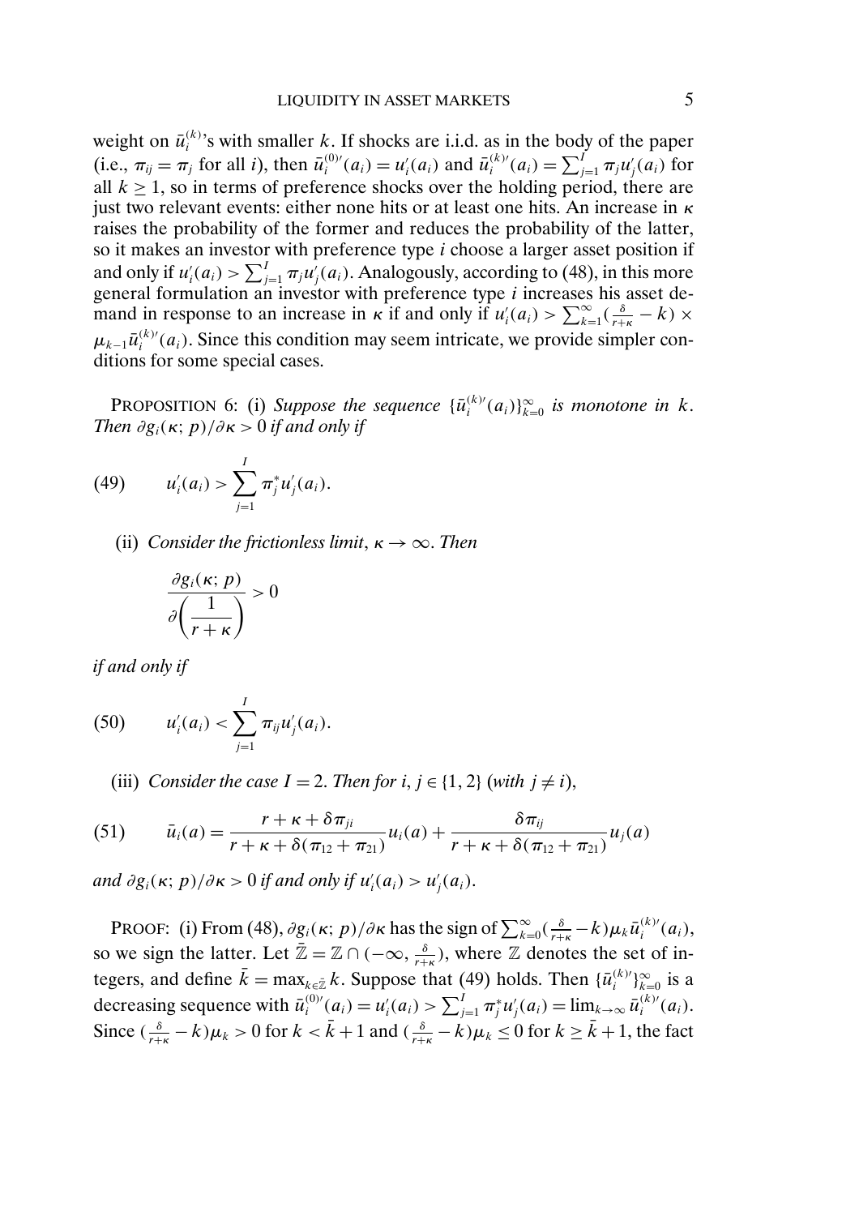weight on $\bar{u}_i^{(k)}$'s with smaller $k$. If shocks are i.i.d. as in the body of the paper (i.e., $\pi_{ij} = \pi_j$ for all $i$), then $\bar{u}_i^{(0)\prime}(a_i) = u_i'(a_i)$ and $\bar{u}_i^{(k)\prime}(a_i) = \sum_{j=1}^{I} \pi_j u_j'(a_i)$ for all $k \geq 1$, so in terms of preference shocks over the holding period, there are just two relevant events: either none hits or at least one hits. An increase in $\kappa$ raises the probability of the former and reduces the probability of the latter, so it makes an investor with preference type $i$ choose a larger asset position if and only if $u_i'(a_i) > \sum_{j=1}^{I} \pi_j u_j'(a_i)$. Analogously, according to (48), in this more general formulation an investor with preference type $i$ increases his asset demand in response to an increase in $\kappa$ if and only if $u_i'(a_i) > \sum_{k=1}^{\infty} (\frac{\delta}{r+\kappa} - k) \times \mu_{k-1} \bar{u}_i^{(k)\prime}(a_i)$. Since this condition may seem intricate, we provide simpler conditions for some special cases.

PROPOSITION 6: (i) *Suppose the sequence* $\{\bar{u}_i^{(k)\prime}(a_i)\}_{k=0}^{\infty}$ *is monotone in* $k$. *Then* $\partial g_i(\kappa; p)/\partial \kappa > 0$ *if and only if*

$$u_i'(a_i) > \sum_{j=1}^{I} \pi_j^* u_j'(a_i). \tag{49}$$

(ii) *Consider the frictionless limit*, $\kappa \to \infty$. *Then*

$$\frac{\partial g_i(\kappa; p)}{\partial \left( \dfrac{1}{r+\kappa} \right)} > 0$$

*if and only if*

$$u_i'(a_i) < \sum_{j=1}^{I} \pi_{ij} u_j'(a_i). \tag{50}$$

(iii) *Consider the case* $I = 2$. *Then for* $i, j \in \{1, 2\}$ (*with* $j \neq i$),

$$\bar{u}_i(a) = \frac{r + \kappa + \delta \pi_{ji}}{r + \kappa + \delta(\pi_{12} + \pi_{21})} u_i(a) + \frac{\delta \pi_{ij}}{r + \kappa + \delta(\pi_{12} + \pi_{21})} u_j(a) \tag{51}$$

*and* $\partial g_i(\kappa; p)/\partial \kappa > 0$ *if and only if* $u_i'(a_i) > u_j'(a_i)$.

PROOF: (i) From (48), $\partial g_i(\kappa; p)/\partial \kappa$ has the sign of $\sum_{k=0}^{\infty} (\frac{\delta}{r+\kappa} - k) \mu_k \bar{u}_i^{(k)\prime}(a_i)$, so we sign the latter. Let $\bar{\mathbb{Z}} = \mathbb{Z} \cap (-\infty, \frac{\delta}{r+\kappa})$, where $\mathbb{Z}$ denotes the set of integers, and define $\bar{k} = \max_{k \in \bar{\mathbb{Z}}} k$. Suppose that (49) holds. Then $\{\bar{u}_i^{(k)\prime}\}_{k=0}^{\infty}$ is a decreasing sequence with $\bar{u}_i^{(0)\prime}(a_i) = u_i'(a_i) > \sum_{j=1}^{I} \pi_j^* u_j'(a_i) = \lim_{k \to \infty} \bar{u}_i^{(k)\prime}(a_i)$. Since $(\frac{\delta}{r+\kappa} - k)\mu_k > 0$ for $k < \bar{k} + 1$ and $(\frac{\delta}{r+\kappa} - k)\mu_k \leq 0$ for $k \geq \bar{k} + 1$, the fact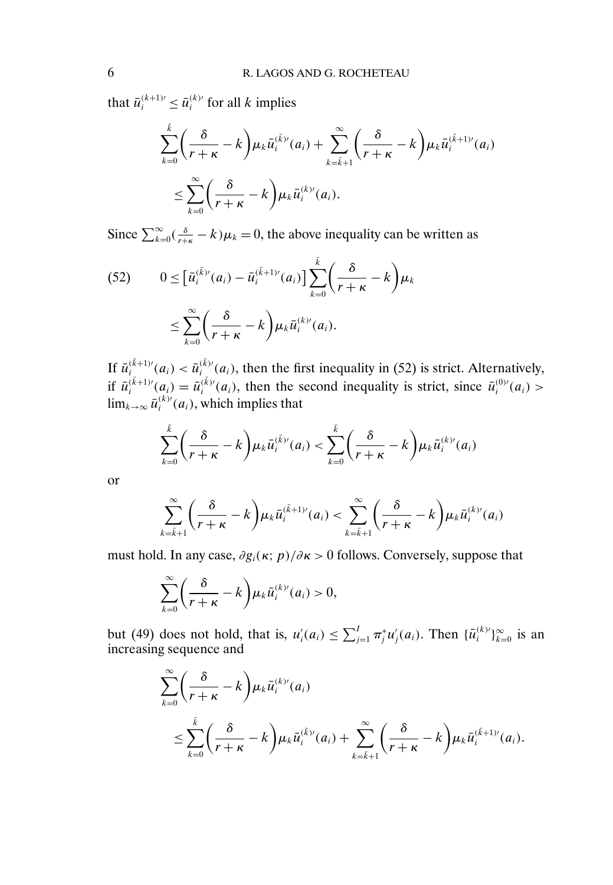that $\bar{u}_i^{(k+1)\prime} \leq \bar{u}_i^{(k)\prime}$ for all $k$ implies

$$\sum_{k=0}^{\bar{k}} \left( \frac{\delta}{r+\kappa} - k \right) \mu_k \bar{u}_i^{(\bar{k})\prime}(a_i) + \sum_{k=\bar{k}+1}^{\infty} \left( \frac{\delta}{r+\kappa} - k \right) \mu_k \bar{u}_i^{(\bar{k}+1)\prime}(a_i)$$
$$\leq \sum_{k=0}^{\infty} \left( \frac{\delta}{r+\kappa} - k \right) \mu_k \bar{u}_i^{(k)\prime}(a_i).$$

Since $\sum_{k=0}^{\infty} (\frac{\delta}{r+\kappa} - k)\mu_k = 0$, the above inequality can be written as

$$(52) \qquad 0 \leq \left[ \bar{u}_i^{(\bar{k})\prime}(a_i) - \bar{u}_i^{(\bar{k}+1)\prime}(a_i) \right] \sum_{k=0}^{\bar{k}} \left( \frac{\delta}{r+\kappa} - k \right) \mu_k$$
$$\leq \sum_{k=0}^{\infty} \left( \frac{\delta}{r+\kappa} - k \right) \mu_k \bar{u}_i^{(k)\prime}(a_i).$$

If $\bar{u}_i^{(\bar{k}+1)\prime}(a_i) < \bar{u}_i^{(\bar{k})\prime}(a_i)$, then the first inequality in (52) is strict. Alternatively, if $\bar{u}_i^{(\bar{k}+1)\prime}(a_i) = \bar{u}_i^{(\bar{k})\prime}(a_i)$, then the second inequality is strict, since $\bar{u}_i^{(0)\prime}(a_i) > \lim_{k\to\infty} \bar{u}_i^{(k)\prime}(a_i)$, which implies that

$$\sum_{k=0}^{\bar{k}} \left( \frac{\delta}{r+\kappa} - k \right) \mu_k \bar{u}_i^{(\bar{k})\prime}(a_i) < \sum_{k=0}^{\bar{k}} \left( \frac{\delta}{r+\kappa} - k \right) \mu_k \bar{u}_i^{(k)\prime}(a_i)$$

or

$$\sum_{k=\bar{k}+1}^{\infty} \left( \frac{\delta}{r+\kappa} - k \right) \mu_k \bar{u}_i^{(\bar{k}+1)\prime}(a_i) < \sum_{k=\bar{k}+1}^{\infty} \left( \frac{\delta}{r+\kappa} - k \right) \mu_k \bar{u}_i^{(k)\prime}(a_i)$$

must hold. In any case, $\partial g_i(\kappa; p)/\partial\kappa > 0$ follows. Conversely, suppose that

$$\sum_{k=0}^{\infty} \left( \frac{\delta}{r+\kappa} - k \right) \mu_k \bar{u}_i^{(k)\prime}(a_i) > 0,$$

but (49) does not hold, that is, $u_i'(a_i) \leq \sum_{j=1}^{I} \pi_j^* u_j'(a_i)$. Then $\{\bar{u}_i^{(k)\prime}\}_{k=0}^{\infty}$ is an increasing sequence and

$$\sum_{k=0}^{\infty} \left( \frac{\delta}{r+\kappa} - k \right) \mu_k \bar{u}_i^{(k)\prime}(a_i)$$
$$\leq \sum_{k=0}^{\bar{k}} \left( \frac{\delta}{r+\kappa} - k \right) \mu_k \bar{u}_i^{(\bar{k})\prime}(a_i) + \sum_{k=\bar{k}+1}^{\infty} \left( \frac{\delta}{r+\kappa} - k \right) \mu_k \bar{u}_i^{(\bar{k}+1)\prime}(a_i).$$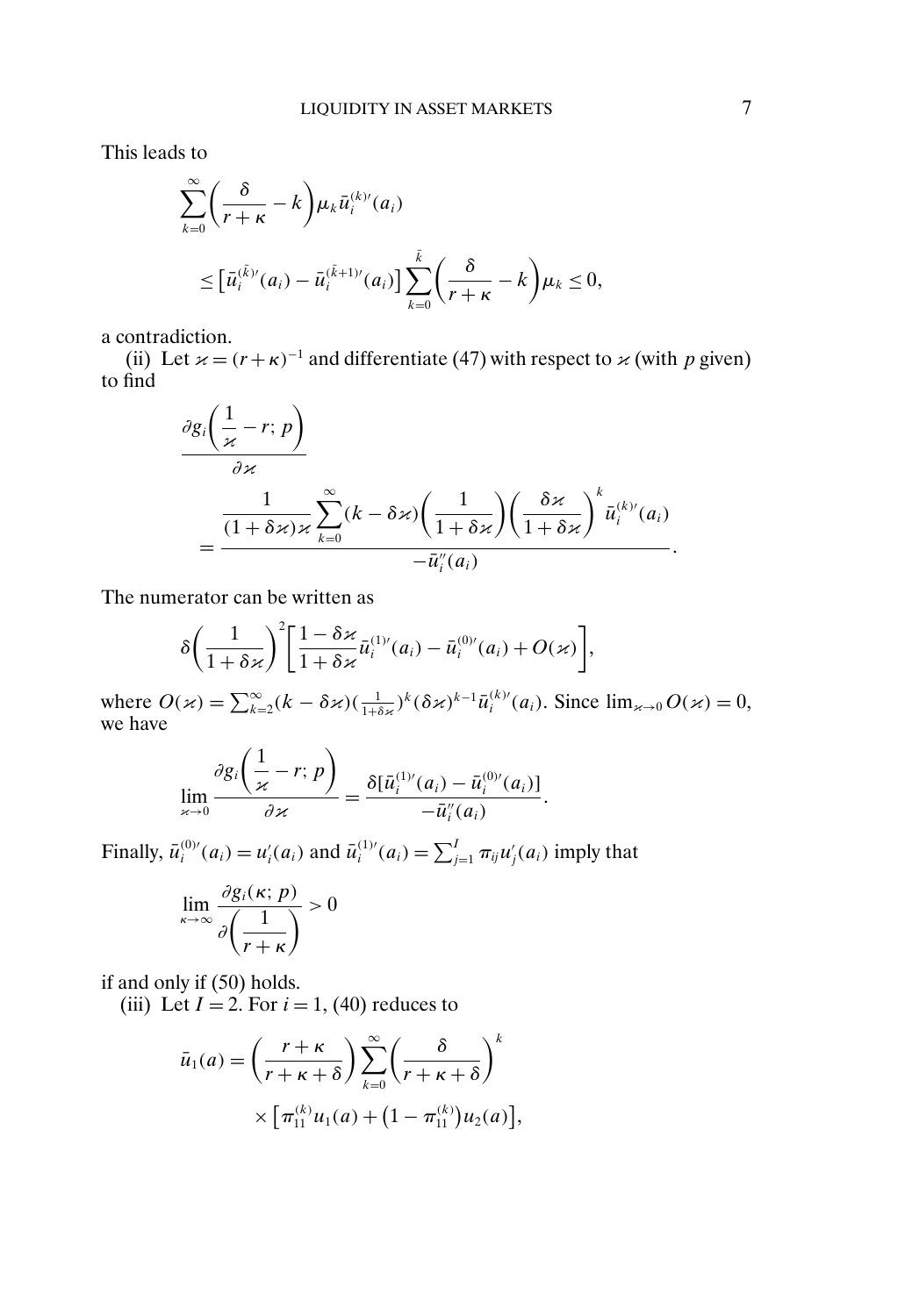This leads to

$$\sum_{k=0}^{\infty}\left(\frac{\delta}{r+\kappa}-k\right)\mu_k \bar{u}_i^{(k)\prime}(a_i)$$

$$\leq \left[\bar{u}_i^{(\bar{k})\prime}(a_i)-\bar{u}_i^{(\bar{k}+1)\prime}(a_i)\right]\sum_{k=0}^{\bar{k}}\left(\frac{\delta}{r+\kappa}-k\right)\mu_k \leq 0,$$

a contradiction.

(ii) Let $\varkappa = (r+\kappa)^{-1}$ and differentiate (47) with respect to $\varkappa$ (with $p$ given) to find

$$\frac{\partial g_i\left(\frac{1}{\varkappa}-r;\, p\right)}{\partial \varkappa} = \frac{\dfrac{1}{(1+\delta\varkappa)\varkappa}\displaystyle\sum_{k=0}^{\infty}(k-\delta\varkappa)\left(\frac{1}{1+\delta\varkappa}\right)\left(\frac{\delta\varkappa}{1+\delta\varkappa}\right)^k \bar{u}_i^{(k)\prime}(a_i)}{-\bar{u}_i''(a_i)}.$$

The numerator can be written as

$$\delta\left(\frac{1}{1+\delta\varkappa}\right)^2\left[\frac{1-\delta\varkappa}{1+\delta\varkappa}\bar{u}_i^{(1)\prime}(a_i)-\bar{u}_i^{(0)\prime}(a_i)+O(\varkappa)\right],$$

where $O(\varkappa)=\sum_{k=2}^{\infty}(k-\delta\varkappa)(\frac{1}{1+\delta\varkappa})^k(\delta\varkappa)^{k-1}\bar{u}_i^{(k)\prime}(a_i)$. Since $\lim_{\varkappa\to 0}O(\varkappa)=0$, we have

$$\lim_{\varkappa\to 0}\frac{\partial g_i\left(\frac{1}{\varkappa}-r;\, p\right)}{\partial\varkappa}=\frac{\delta[\bar{u}_i^{(1)\prime}(a_i)-\bar{u}_i^{(0)\prime}(a_i)]}{-\bar{u}_i''(a_i)}.$$

Finally, $\bar{u}_i^{(0)\prime}(a_i)=u_i'(a_i)$ and $\bar{u}_i^{(1)\prime}(a_i)=\sum_{j=1}^{I}\pi_{ij}u_j'(a_i)$ imply that

$$\lim_{\kappa\to\infty}\frac{\partial g_i(\kappa;\, p)}{\partial\left(\frac{1}{r+\kappa}\right)}>0$$

if and only if (50) holds.

(iii) Let $I=2$. For $i=1$, (40) reduces to

$$\bar{u}_1(a)=\left(\frac{r+\kappa}{r+\kappa+\delta}\right)\sum_{k=0}^{\infty}\left(\frac{\delta}{r+\kappa+\delta}\right)^k$$

$$\times\left[\pi_{11}^{(k)}u_1(a)+\left(1-\pi_{11}^{(k)}\right)u_2(a)\right],$$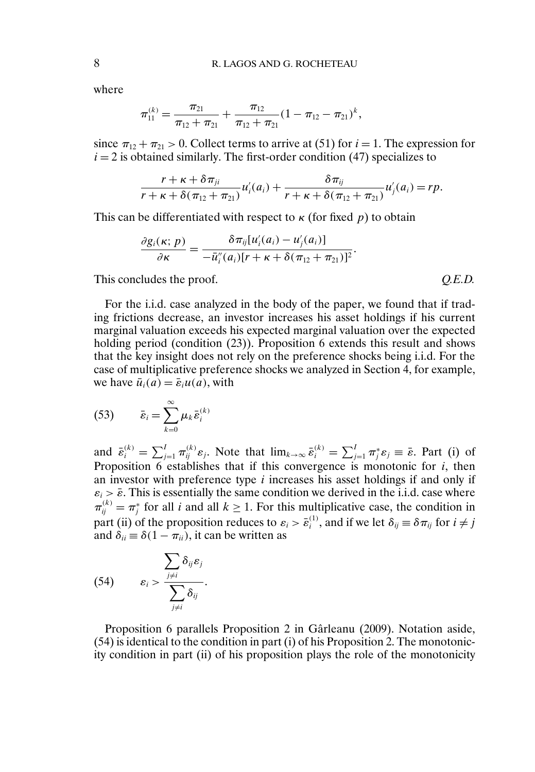where

$$\pi_{11}^{(k)} = \frac{\pi_{21}}{\pi_{12} + \pi_{21}} + \frac{\pi_{12}}{\pi_{12} + \pi_{21}}(1 - \pi_{12} - \pi_{21})^k,$$

since $\pi_{12} + \pi_{21} > 0$. Collect terms to arrive at (51) for $i = 1$. The expression for $i = 2$ is obtained similarly. The first-order condition (47) specializes to

$$\frac{r + \kappa + \delta\pi_{ji}}{r + \kappa + \delta(\pi_{12} + \pi_{21})} u_i'(a_i) + \frac{\delta\pi_{ij}}{r + \kappa + \delta(\pi_{12} + \pi_{21})} u_j'(a_i) = rp.$$

This can be differentiated with respect to $\kappa$ (for fixed $p$) to obtain

$$\frac{\partial g_i(\kappa; p)}{\partial \kappa} = \frac{\delta\pi_{ij}[u_i'(a_i) - u_j'(a_i)]}{-\bar{u}_i''(a_i)[r + \kappa + \delta(\pi_{12} + \pi_{21})]^2}.$$

This concludes the proof. *Q.E.D.*

For the i.i.d. case analyzed in the body of the paper, we found that if trading frictions decrease, an investor increases his asset holdings if his current marginal valuation exceeds his expected marginal valuation over the expected holding period (condition (23)). Proposition 6 extends this result and shows that the key insight does not rely on the preference shocks being i.i.d. For the case of multiplicative preference shocks we analyzed in Section 4, for example, we have $\bar{u}_i(a) = \bar{\varepsilon}_i u(a)$, with

$$\bar{\varepsilon}_i = \sum_{k=0}^{\infty} \mu_k \bar{\varepsilon}_i^{(k)} \tag{53}$$

and $\bar{\varepsilon}_i^{(k)} = \sum_{j=1}^{I} \pi_{ij}^{(k)} \varepsilon_j$. Note that $\lim_{k\to\infty} \bar{\varepsilon}_i^{(k)} = \sum_{j=1}^{I} \pi_j^* \varepsilon_j \equiv \bar{\varepsilon}$. Part (i) of Proposition 6 establishes that if this convergence is monotonic for $i$, then an investor with preference type $i$ increases his asset holdings if and only if $\varepsilon_i > \bar{\varepsilon}$. This is essentially the same condition we derived in the i.i.d. case where $\pi_{ij}^{(k)} = \pi_j^*$ for all $i$ and all $k \geq 1$. For this multiplicative case, the condition in part (ii) of the proposition reduces to $\varepsilon_i > \bar{\varepsilon}_i^{(1)}$, and if we let $\delta_{ij} \equiv \delta\pi_{ij}$ for $i \neq j$ and $\delta_{ii} \equiv \delta(1 - \pi_{ii})$, it can be written as

$$\varepsilon_i > \frac{\sum_{j\neq i} \delta_{ij}\varepsilon_j}{\sum_{j\neq i} \delta_{ij}}. \tag{54}$$

Proposition 6 parallels Proposition 2 in Gârleanu (2009). Notation aside, (54) is identical to the condition in part (i) of his Proposition 2. The monotonicity condition in part (ii) of his proposition plays the role of the monotonicity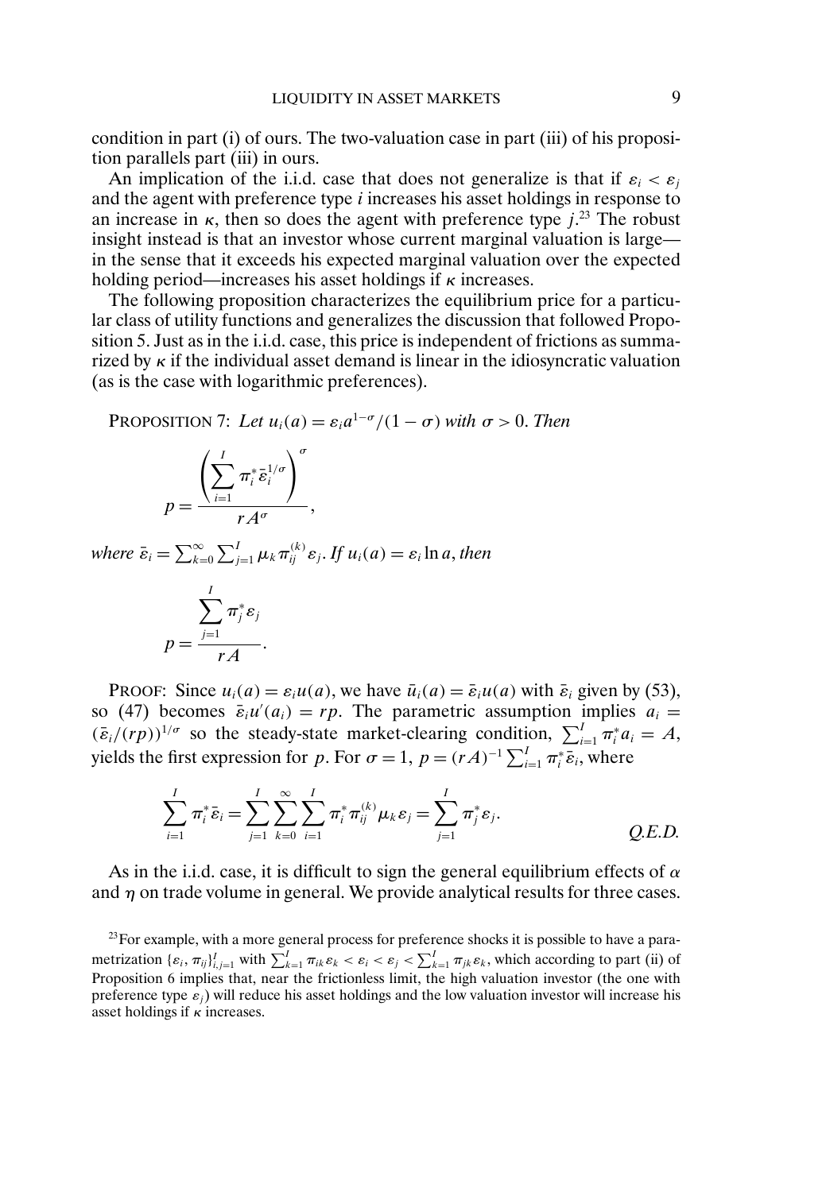condition in part (i) of ours. The two-valuation case in part (iii) of his proposition parallels part (iii) in ours.

An implication of the i.i.d. case that does not generalize is that if $\varepsilon_i < \varepsilon_j$ and the agent with preference type $i$ increases his asset holdings in response to an increase in $\kappa$, then so does the agent with preference type $j$.[23] The robust insight instead is that an investor whose current marginal valuation is large—in the sense that it exceeds his expected marginal valuation over the expected holding period—increases his asset holdings if $\kappa$ increases.

The following proposition characterizes the equilibrium price for a particular class of utility functions and generalizes the discussion that followed Proposition 5. Just as in the i.i.d. case, this price is independent of frictions as summarized by $\kappa$ if the individual asset demand is linear in the idiosyncratic valuation (as is the case with logarithmic preferences).

PROPOSITION 7: *Let* $u_i(a) = \varepsilon_i a^{1-\sigma}/(1-\sigma)$ *with* $\sigma > 0$. *Then*

$$p = \frac{\left(\sum_{i=1}^{I} \pi_i^* \bar{\varepsilon}_i^{1/\sigma}\right)^{\sigma}}{rA^{\sigma}},$$

*where* $\bar{\varepsilon}_i = \sum_{k=0}^{\infty} \sum_{j=1}^{I} \mu_k \pi_{ij}^{(k)} \varepsilon_j$. *If* $u_i(a) = \varepsilon_i \ln a$, *then*

$$p = \frac{\sum_{j=1}^{I} \pi_j^* \varepsilon_j}{rA}.$$

PROOF: Since $u_i(a) = \varepsilon_i u(a)$, we have $\bar{u}_i(a) = \bar{\varepsilon}_i u(a)$ with $\bar{\varepsilon}_i$ given by (53), so (47) becomes $\bar{\varepsilon}_i u'(a_i) = rp$. The parametric assumption implies $a_i = (\bar{\varepsilon}_i/(rp))^{1/\sigma}$ so the steady-state market-clearing condition, $\sum_{i=1}^{I} \pi_i^* a_i = A$, yields the first expression for $p$. For $\sigma = 1$, $p = (rA)^{-1} \sum_{i=1}^{I} \pi_i^* \bar{\varepsilon}_i$, where

$$\sum_{i=1}^{I} \pi_i^* \bar{\varepsilon}_i = \sum_{j=1}^{I} \sum_{k=0}^{\infty} \sum_{i=1}^{I} \pi_i^* \pi_{ij}^{(k)} \mu_k \varepsilon_j = \sum_{j=1}^{I} \pi_j^* \varepsilon_j. \qquad \textit{Q.E.D.}$$

As in the i.i.d. case, it is difficult to sign the general equilibrium effects of $\alpha$ and $\eta$ on trade volume in general. We provide analytical results for three cases.

[23] For example, with a more general process for preference shocks it is possible to have a parametrization $\{\varepsilon_i, \pi_{ij}\}_{i,j=1}^{I}$ with $\sum_{k=1}^{I} \pi_{ik}\varepsilon_k < \varepsilon_i < \varepsilon_j < \sum_{k=1}^{I} \pi_{jk}\varepsilon_k$, which according to part (ii) of Proposition 6 implies that, near the frictionless limit, the high valuation investor (the one with preference type $\varepsilon_j$) will reduce his asset holdings and the low valuation investor will increase his asset holdings if $\kappa$ increases.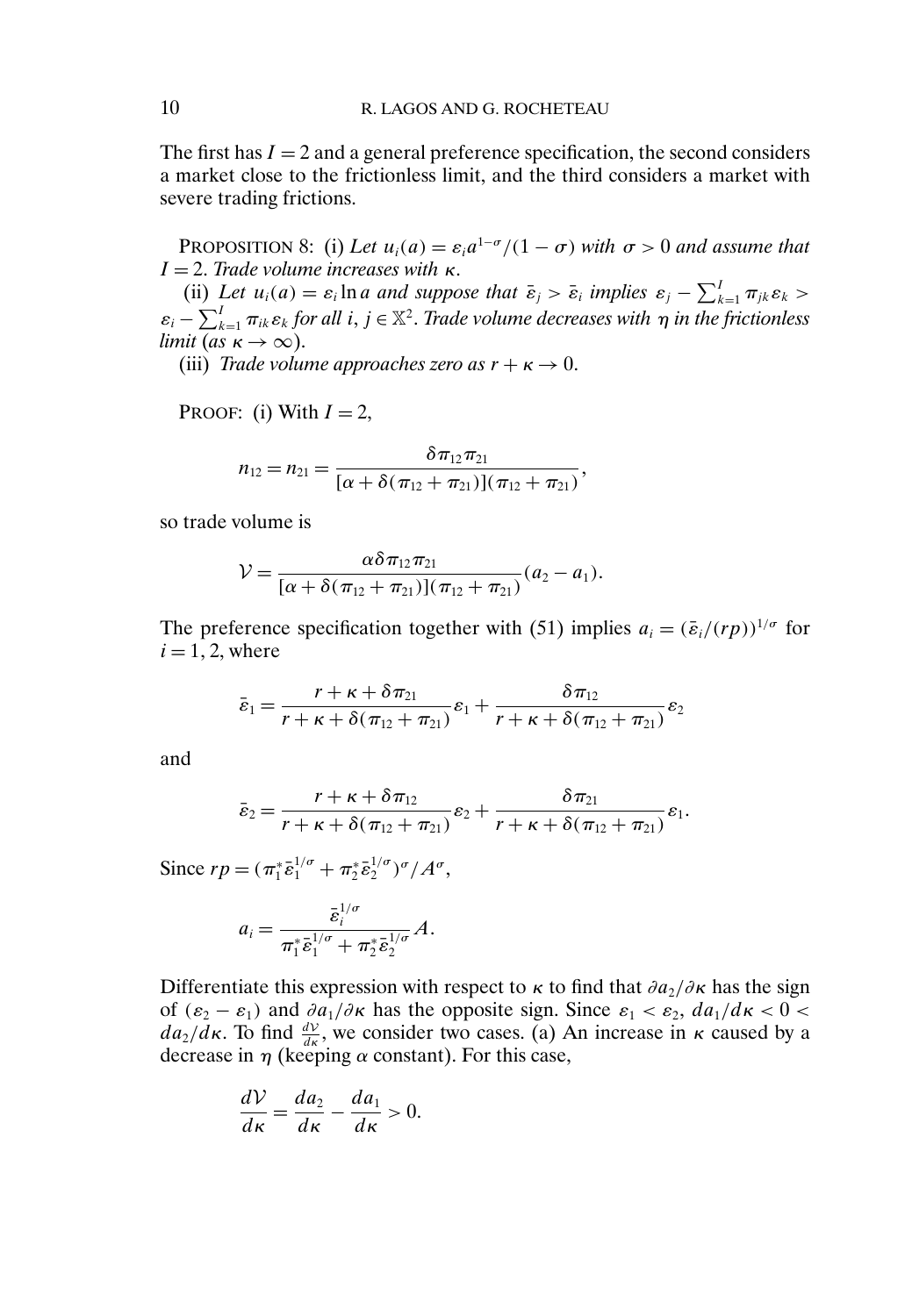The first has $I = 2$ and a general preference specification, the second considers a market close to the frictionless limit, and the third considers a market with severe trading frictions.

PROPOSITION 8: (i) *Let* $u_i(a) = \varepsilon_i a^{1-\sigma}/(1-\sigma)$ *with* $\sigma > 0$ *and assume that* $I = 2$. *Trade volume increases with* $\kappa$.

(ii) *Let* $u_i(a) = \varepsilon_i \ln a$ *and suppose that* $\bar{\varepsilon}_j > \bar{\varepsilon}_i$ *implies* $\varepsilon_j - \sum_{k=1}^{I} \pi_{jk}\varepsilon_k > \varepsilon_i - \sum_{k=1}^{I} \pi_{ik}\varepsilon_k$ *for all* $i, j \in \mathbb{X}^2$. *Trade volume decreases with* $\eta$ *in the frictionless limit* (*as* $\kappa \to \infty$).

(iii) *Trade volume approaches zero as* $r + \kappa \to 0$.

PROOF: (i) With $I = 2$,

$$n_{12} = n_{21} = \frac{\delta \pi_{12}\pi_{21}}{[\alpha + \delta(\pi_{12} + \pi_{21})](\pi_{12} + \pi_{21})},$$

so trade volume is

$$\mathcal{V} = \frac{\alpha \delta \pi_{12}\pi_{21}}{[\alpha + \delta(\pi_{12} + \pi_{21})](\pi_{12} + \pi_{21})}(a_2 - a_1).$$

The preference specification together with (51) implies $a_i = (\bar{\varepsilon}_i/(rp))^{1/\sigma}$ for $i = 1, 2$, where

$$\bar{\varepsilon}_1 = \frac{r + \kappa + \delta\pi_{21}}{r + \kappa + \delta(\pi_{12} + \pi_{21})}\varepsilon_1 + \frac{\delta\pi_{12}}{r + \kappa + \delta(\pi_{12} + \pi_{21})}\varepsilon_2$$

and

$$\bar{\varepsilon}_2 = \frac{r + \kappa + \delta\pi_{12}}{r + \kappa + \delta(\pi_{12} + \pi_{21})}\varepsilon_2 + \frac{\delta\pi_{21}}{r + \kappa + \delta(\pi_{12} + \pi_{21})}\varepsilon_1.$$

Since $rp = (\pi_1^* \bar{\varepsilon}_1^{1/\sigma} + \pi_2^* \bar{\varepsilon}_2^{1/\sigma})^\sigma / A^\sigma$,

$$a_i = \frac{\bar{\varepsilon}_i^{1/\sigma}}{\pi_1^* \bar{\varepsilon}_1^{1/\sigma} + \pi_2^* \bar{\varepsilon}_2^{1/\sigma}} A.$$

Differentiate this expression with respect to $\kappa$ to find that $\partial a_2/\partial\kappa$ has the sign of $(\varepsilon_2 - \varepsilon_1)$ and $\partial a_1/\partial\kappa$ has the opposite sign. Since $\varepsilon_1 < \varepsilon_2$, $da_1/d\kappa < 0 < da_2/d\kappa$. To find $\frac{d\mathcal{V}}{d\kappa}$, we consider two cases. (a) An increase in $\kappa$ caused by a decrease in $\eta$ (keeping $\alpha$ constant). For this case,

$$\frac{d\mathcal{V}}{d\kappa} = \frac{da_2}{d\kappa} - \frac{da_1}{d\kappa} > 0.$$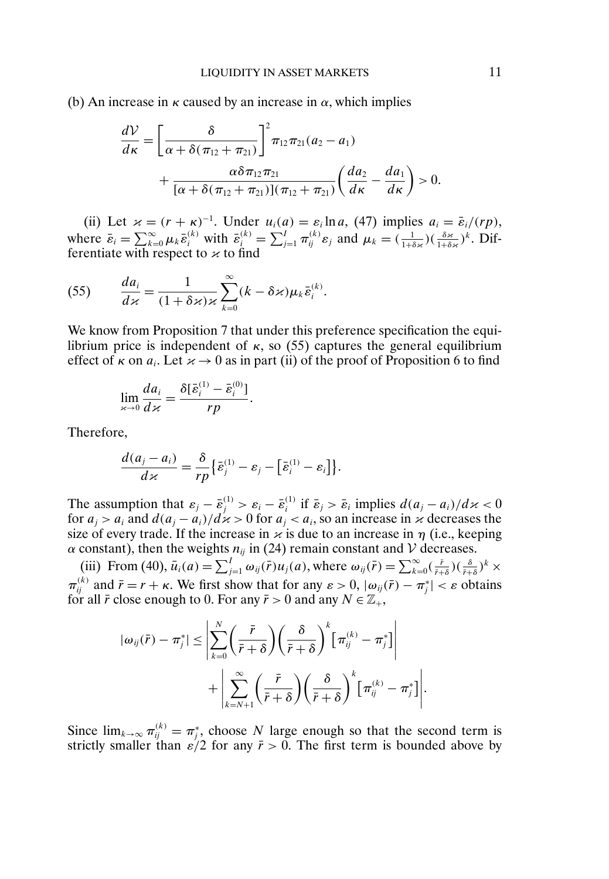(b) An increase in $\kappa$ caused by an increase in $\alpha$, which implies

$$\frac{d\mathcal{V}}{d\kappa} = \left[\frac{\delta}{\alpha + \delta(\pi_{12} + \pi_{21})}\right]^2 \pi_{12}\pi_{21}(a_2 - a_1) + \frac{\alpha\delta\pi_{12}\pi_{21}}{[\alpha + \delta(\pi_{12} + \pi_{21})](\pi_{12} + \pi_{21})}\left(\frac{da_2}{d\kappa} - \frac{da_1}{d\kappa}\right) > 0.$$

(ii) Let $\varkappa = (r + \kappa)^{-1}$. Under $u_i(a) = \varepsilon_i \ln a$, (47) implies $a_i = \bar{\varepsilon}_i/(rp)$, where $\bar{\varepsilon}_i = \sum_{k=0}^{\infty} \mu_k \bar{\varepsilon}_i^{(k)}$ with $\bar{\varepsilon}_i^{(k)} = \sum_{j=1}^{I} \pi_{ij}^{(k)} \varepsilon_j$ and $\mu_k = (\frac{1}{1+\delta\varkappa})(\frac{\delta\varkappa}{1+\delta\varkappa})^k$. Differentiate with respect to $\varkappa$ to find

$$\frac{da_i}{d\varkappa} = \frac{1}{(1+\delta\varkappa)\varkappa} \sum_{k=0}^{\infty} (k - \delta\varkappa)\mu_k \bar{\varepsilon}_i^{(k)}. \tag{55}$$

We know from Proposition 7 that under this preference specification the equilibrium price is independent of $\kappa$, so (55) captures the general equilibrium effect of $\kappa$ on $a_i$. Let $\varkappa \to 0$ as in part (ii) of the proof of Proposition 6 to find

$$\lim_{\varkappa \to 0} \frac{da_i}{d\varkappa} = \frac{\delta[\bar{\varepsilon}_i^{(1)} - \bar{\varepsilon}_i^{(0)}]}{rp}.$$

Therefore,

$$\frac{d(a_j - a_i)}{d\varkappa} = \frac{\delta}{rp}\left\{\bar{\varepsilon}_j^{(1)} - \varepsilon_j - \left[\bar{\varepsilon}_i^{(1)} - \varepsilon_i\right]\right\}.$$

The assumption that $\varepsilon_j - \bar{\varepsilon}_j^{(1)} > \varepsilon_i - \bar{\varepsilon}_i^{(1)}$ if $\bar{\varepsilon}_j > \bar{\varepsilon}_i$ implies $d(a_j - a_i)/d\varkappa < 0$ for $a_j > a_i$ and $d(a_j - a_i)/d\varkappa > 0$ for $a_j < a_i$, so an increase in $\varkappa$ decreases the size of every trade. If the increase in $\varkappa$ is due to an increase in $\eta$ (i.e., keeping $\alpha$ constant), then the weights $n_{ij}$ in (24) remain constant and $\mathcal{V}$ decreases.

(iii) From (40), $\bar{u}_i(a) = \sum_{j=1}^{I} \omega_{ij}(\bar{r}) u_j(a)$, where $\omega_{ij}(\bar{r}) = \sum_{k=0}^{\infty} (\frac{\bar{r}}{\bar{r}+\delta})(\frac{\delta}{\bar{r}+\delta})^k \times \pi_{ij}^{(k)}$ and $\bar{r} = r + \kappa$. We first show that for any $\varepsilon > 0$, $|\omega_{ij}(\bar{r}) - \pi_j^*| < \varepsilon$ obtains for all $\bar{r}$ close enough to 0. For any $\bar{r} > 0$ and any $N \in \mathbb{Z}_+$,

$$|\omega_{ij}(\bar{r}) - \pi_j^*| \leq \left|\sum_{k=0}^{N} \left(\frac{\bar{r}}{\bar{r}+\delta}\right)\left(\frac{\delta}{\bar{r}+\delta}\right)^k \left[\pi_{ij}^{(k)} - \pi_j^*\right]\right| + \left|\sum_{k=N+1}^{\infty} \left(\frac{\bar{r}}{\bar{r}+\delta}\right)\left(\frac{\delta}{\bar{r}+\delta}\right)^k \left[\pi_{ij}^{(k)} - \pi_j^*\right]\right|.$$

Since $\lim_{k\to\infty} \pi_{ij}^{(k)} = \pi_j^*$, choose $N$ large enough so that the second term is strictly smaller than $\varepsilon/2$ for any $\bar{r} > 0$. The first term is bounded above by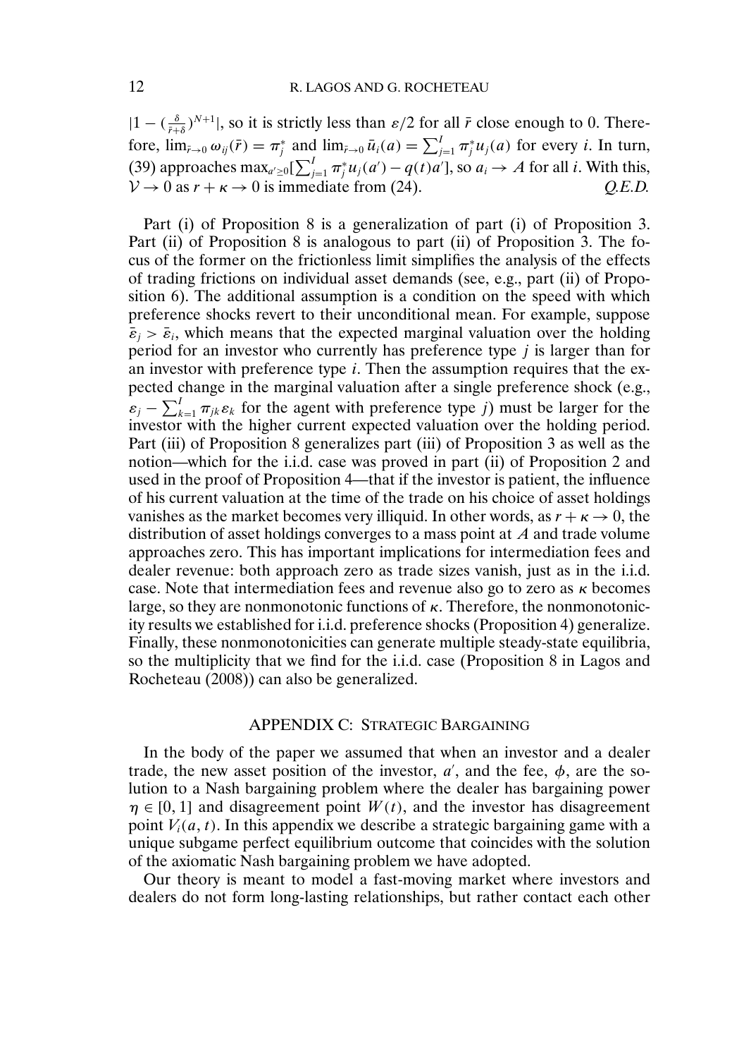$|1 - (\frac{\delta}{\bar{r}+\delta})^{N+1}|$, so it is strictly less than $\varepsilon/2$ for all $\bar{r}$ close enough to 0. Therefore, $\lim_{\bar{r}\to 0} \omega_{ij}(\bar{r}) = \pi_j^*$ and $\lim_{\bar{r}\to 0} \bar{u}_i(a) = \sum_{j=1}^{I} \pi_j^* u_j(a)$ for every $i$. In turn, (39) approaches $\max_{a'\geq 0}[\sum_{j=1}^{I} \pi_j^* u_j(a') - q(t)a']$, so $a_i \to A$ for all $i$. With this, $\mathcal{V} \to 0$ as $r + \kappa \to 0$ is immediate from (24). *Q.E.D.*

Part (i) of Proposition 8 is a generalization of part (i) of Proposition 3. Part (ii) of Proposition 8 is analogous to part (ii) of Proposition 3. The focus of the former on the frictionless limit simplifies the analysis of the effects of trading frictions on individual asset demands (see, e.g., part (ii) of Proposition 6). The additional assumption is a condition on the speed with which preference shocks revert to their unconditional mean. For example, suppose $\bar{\varepsilon}_j > \bar{\varepsilon}_i$, which means that the expected marginal valuation over the holding period for an investor who currently has preference type $j$ is larger than for an investor with preference type $i$. Then the assumption requires that the expected change in the marginal valuation after a single preference shock (e.g., $\varepsilon_j - \sum_{k=1}^{I} \pi_{jk} \varepsilon_k$ for the agent with preference type $j$) must be larger for the investor with the higher current expected valuation over the holding period. Part (iii) of Proposition 8 generalizes part (iii) of Proposition 3 as well as the notion—which for the i.i.d. case was proved in part (ii) of Proposition 2 and used in the proof of Proposition 4—that if the investor is patient, the influence of his current valuation at the time of the trade on his choice of asset holdings vanishes as the market becomes very illiquid. In other words, as $r + \kappa \to 0$, the distribution of asset holdings converges to a mass point at $A$ and trade volume approaches zero. This has important implications for intermediation fees and dealer revenue: both approach zero as trade sizes vanish, just as in the i.i.d. case. Note that intermediation fees and revenue also go to zero as $\kappa$ becomes large, so they are nonmonotonic functions of $\kappa$. Therefore, the nonmonotonicity results we established for i.i.d. preference shocks (Proposition 4) generalize. Finally, these nonmonotonicities can generate multiple steady-state equilibria, so the multiplicity that we find for the i.i.d. case (Proposition 8 in Lagos and Rocheteau (2008)) can also be generalized.

## APPENDIX C: STRATEGIC BARGAINING

In the body of the paper we assumed that when an investor and a dealer trade, the new asset position of the investor, $a'$, and the fee, $\phi$, are the solution to a Nash bargaining problem where the dealer has bargaining power $\eta \in [0, 1]$ and disagreement point $W(t)$, and the investor has disagreement point $V_i(a, t)$. In this appendix we describe a strategic bargaining game with a unique subgame perfect equilibrium outcome that coincides with the solution of the axiomatic Nash bargaining problem we have adopted.

Our theory is meant to model a fast-moving market where investors and dealers do not form long-lasting relationships, but rather contact each other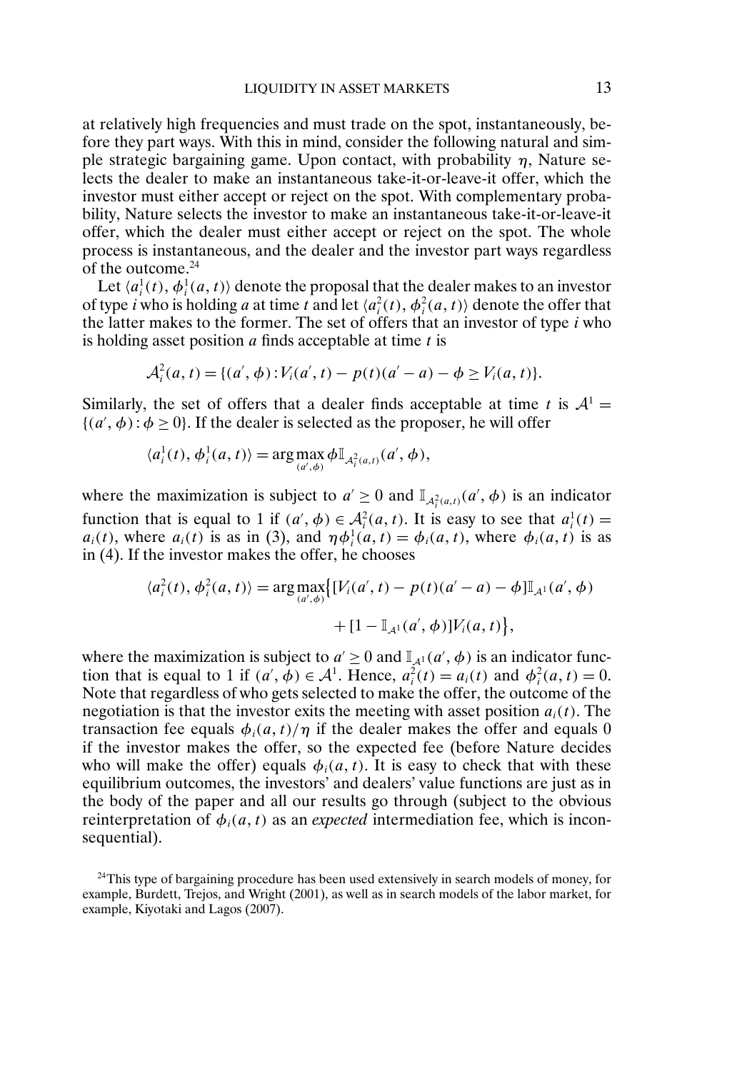at relatively high frequencies and must trade on the spot, instantaneously, before they part ways. With this in mind, consider the following natural and simple strategic bargaining game. Upon contact, with probability $\eta$, Nature selects the dealer to make an instantaneous take-it-or-leave-it offer, which the investor must either accept or reject on the spot. With complementary probability, Nature selects the investor to make an instantaneous take-it-or-leave-it offer, which the dealer must either accept or reject on the spot. The whole process is instantaneous, and the dealer and the investor part ways regardless of the outcome.[24]

Let $\langle a_i^1(t), \phi_i^1(a,t)\rangle$ denote the proposal that the dealer makes to an investor of type $i$ who is holding $a$ at time $t$ and let $\langle a_i^2(t), \phi_i^2(a,t)\rangle$ denote the offer that the latter makes to the former. The set of offers that an investor of type $i$ who is holding asset position $a$ finds acceptable at time $t$ is

$$\mathcal{A}_i^2(a,t) = \{(a', \phi) : V_i(a', t) - p(t)(a' - a) - \phi \geq V_i(a,t)\}.$$

Similarly, the set of offers that a dealer finds acceptable at time $t$ is $\mathcal{A}^1 = \{(a', \phi) : \phi \geq 0\}$. If the dealer is selected as the proposer, he will offer

$$\langle a_i^1(t), \phi_i^1(a,t)\rangle = \arg\max_{(a',\phi)} \phi \mathbb{I}_{\mathcal{A}_i^2(a,t)}(a', \phi),$$

where the maximization is subject to $a' \geq 0$ and $\mathbb{I}_{\mathcal{A}_i^2(a,t)}(a', \phi)$ is an indicator function that is equal to 1 if $(a', \phi) \in \mathcal{A}_i^2(a,t)$. It is easy to see that $a_i^1(t) = a_i(t)$, where $a_i(t)$ is as in (3), and $\eta\phi_i^1(a,t) = \phi_i(a,t)$, where $\phi_i(a,t)$ is as in (4). If the investor makes the offer, he chooses

$$\begin{aligned}\langle a_i^2(t), \phi_i^2(a,t)\rangle = \arg\max_{(a',\phi)} \big\{ &[V_i(a',t) - p(t)(a' - a) - \phi]\mathbb{I}_{\mathcal{A}^1}(a', \phi) \\ &+ [1 - \mathbb{I}_{\mathcal{A}^1}(a', \phi)]V_i(a,t)\big\},\end{aligned}$$

where the maximization is subject to $a' \geq 0$ and $\mathbb{I}_{\mathcal{A}^1}(a', \phi)$ is an indicator function that is equal to 1 if $(a', \phi) \in \mathcal{A}^1$. Hence, $a_i^2(t) = a_i(t)$ and $\phi_i^2(a,t) = 0$. Note that regardless of who gets selected to make the offer, the outcome of the negotiation is that the investor exits the meeting with asset position $a_i(t)$. The transaction fee equals $\phi_i(a,t)/\eta$ if the dealer makes the offer and equals 0 if the investor makes the offer, so the expected fee (before Nature decides who will make the offer) equals $\phi_i(a,t)$. It is easy to check that with these equilibrium outcomes, the investors' and dealers' value functions are just as in the body of the paper and all our results go through (subject to the obvious reinterpretation of $\phi_i(a,t)$ as an *expected* intermediation fee, which is inconsequential).

[24]This type of bargaining procedure has been used extensively in search models of money, for example, Burdett, Trejos, and Wright (2001), as well as in search models of the labor market, for example, Kiyotaki and Lagos (2007).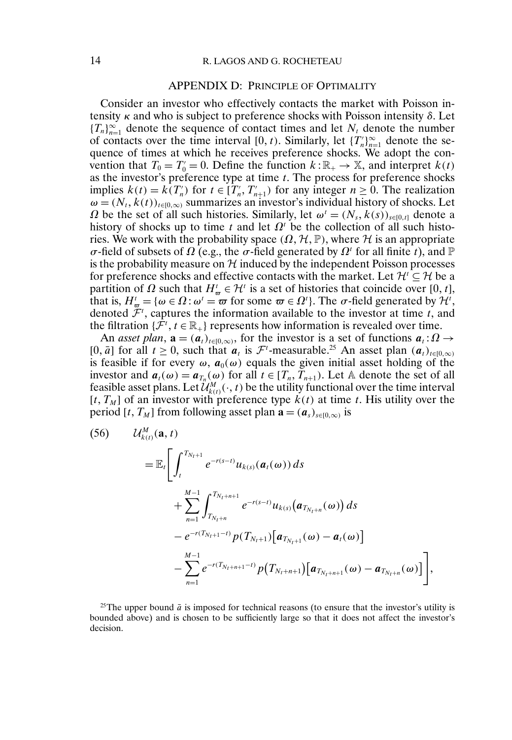## APPENDIX D: PRINCIPLE OF OPTIMALITY

Consider an investor who effectively contacts the market with Poisson intensity $\kappa$ and who is subject to preference shocks with Poisson intensity $\delta$. Let $\{T_n\}_{n=1}^{\infty}$ denote the sequence of contact times and let $N_t$ denote the number of contacts over the time interval $[0, t)$. Similarly, let $\{T'_n\}_{n=1}^{\infty}$ denote the sequence of times at which he receives preference shocks. We adopt the convention that $T_0 = T'_0 = 0$. Define the function $k : \mathbb{R}_+ \to \mathbb{X}$, and interpret $k(t)$ as the investor's preference type at time $t$. The process for preference shocks implies $k(t) = k(T'_n)$ for $t \in [T'_n, T'_{n+1})$ for any integer $n \geq 0$. The realization $\omega = (N_t, k(t))_{t\in[0,\infty)}$ summarizes an investor's individual history of shocks. Let $\Omega$ be the set of all such histories. Similarly, let $\omega^t = (N_s, k(s))_{s\in[0,t]}$ denote a history of shocks up to time $t$ and let $\Omega^t$ be the collection of all such histories. We work with the probability space $(\Omega, \mathcal{H}, \mathbb{P})$, where $\mathcal{H}$ is an appropriate $\sigma$-field of subsets of $\Omega$ (e.g., the $\sigma$-field generated by $\Omega^t$ for all finite $t$), and $\mathbb{P}$ is the probability measure on $\mathcal{H}$ induced by the independent Poisson processes for preference shocks and effective contacts with the market. Let $\mathcal{H}^t \subseteq \mathcal{H}$ be a partition of $\Omega$ such that $H^t_{\varpi} \in \mathcal{H}^t$ is a set of histories that coincide over $[0, t]$, that is, $H^t_{\varpi} = \{\omega \in \Omega : \omega^t = \varpi \text{ for some } \varpi \in \Omega^t\}$. The $\sigma$-field generated by $\mathcal{H}^t$, denoted $\mathcal{F}^t$, captures the information available to the investor at time $t$, and the filtration $\{\mathcal{F}^t, t \in \mathbb{R}_+\}$ represents how information is revealed over time.

An *asset plan*, $\mathbf{a} = (\boldsymbol{a}_t)_{t\in[0,\infty)}$, for the investor is a set of functions $\boldsymbol{a}_t : \Omega \to [0, \bar{a}]$ for all $t \geq 0$, such that $\boldsymbol{a}_t$ is $\mathcal{F}^t$-measurable.[25] An asset plan $(\boldsymbol{a}_t)_{t\in[0,\infty)}$ is feasible if for every $\omega$, $\boldsymbol{a}_0(\omega)$ equals the given initial asset holding of the investor and $\boldsymbol{a}_t(\omega) = \boldsymbol{a}_{T_n}(\omega)$ for all $t \in [T_n, T_{n+1})$. Let $\mathbb{A}$ denote the set of all feasible asset plans. Let $\mathcal{U}^M_{k(t)}(\cdot, t)$ be the utility functional over the time interval $[t, T_M]$ of an investor with preference type $k(t)$ at time $t$. His utility over the period $[t, T_M]$ from following asset plan $\mathbf{a} = (\boldsymbol{a}_s)_{s\in[0,\infty)}$ is

$$
\begin{aligned}
(56) \qquad & \mathcal{U}^M_{k(t)}(\mathbf{a}, t) \\
&= \mathbb{E}_t\Bigg[\int_t^{T_{N_t+1}} e^{-r(s-t)} u_{k(s)}(\boldsymbol{a}_t(\omega))\,ds \\
&\qquad + \sum_{n=1}^{M-1} \int_{T_{N_t+n}}^{T_{N_t+n+1}} e^{-r(s-t)} u_{k(s)}\big(\boldsymbol{a}_{T_{N_t+n}}(\omega)\big)\,ds \\
&\qquad - e^{-r(T_{N_t+1}-t)} p(T_{N_t+1})\big[\boldsymbol{a}_{T_{N_t+1}}(\omega) - \boldsymbol{a}_t(\omega)\big] \\
&\qquad - \sum_{n=1}^{M-1} e^{-r(T_{N_t+n+1}-t)} p\big(T_{N_t+n+1}\big)\big[\boldsymbol{a}_{T_{N_t+n+1}}(\omega) - \boldsymbol{a}_{T_{N_t+n}}(\omega)\big]\Bigg],
\end{aligned}
$$

[25] The upper bound $\bar{a}$ is imposed for technical reasons (to ensure that the investor's utility is bounded above) and is chosen to be sufficiently large so that it does not affect the investor's decision.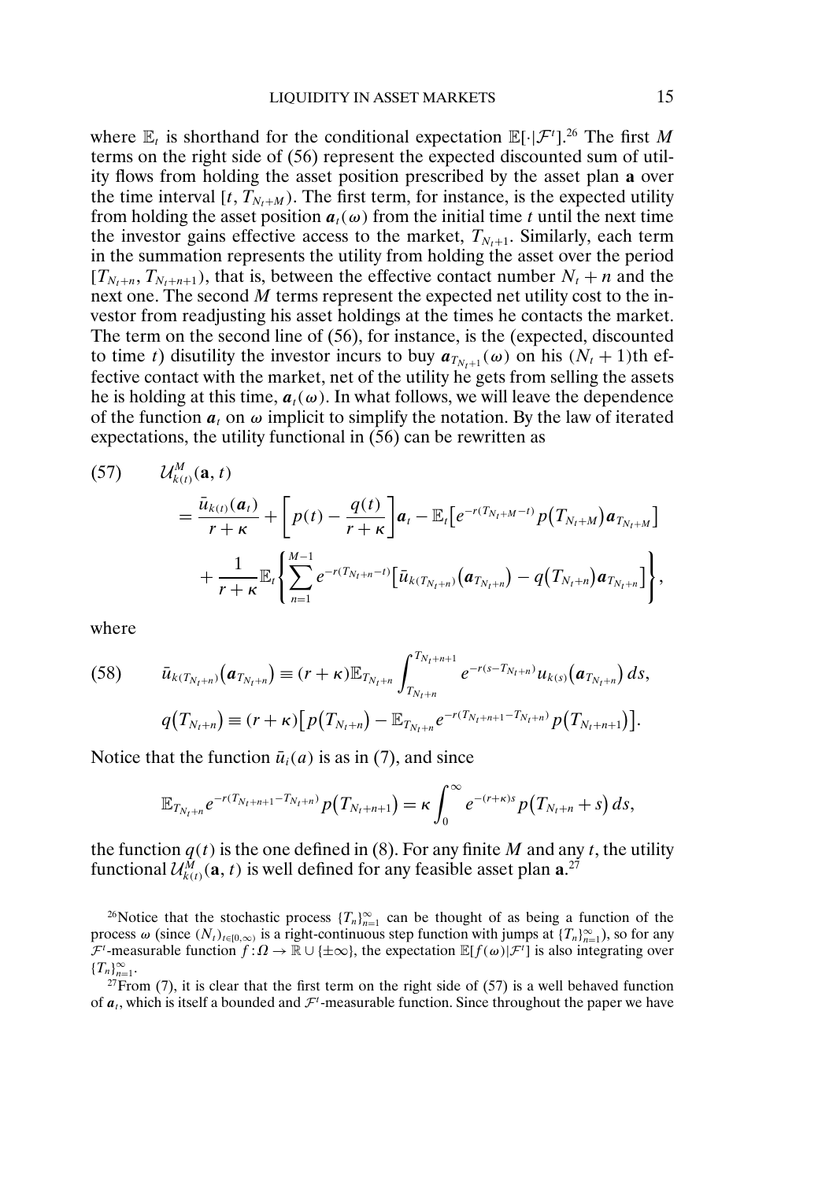where $\mathbb{E}_t$ is shorthand for the conditional expectation $\mathbb{E}[\cdot|\mathcal{F}^t]$.[26] The first $M$ terms on the right side of (56) represent the expected discounted sum of utility flows from holding the asset position prescribed by the asset plan $\mathbf{a}$ over the time interval $[t, T_{N_t+M})$. The first term, for instance, is the expected utility from holding the asset position $\boldsymbol{a}_t(\omega)$ from the initial time $t$ until the next time the investor gains effective access to the market, $T_{N_t+1}$. Similarly, each term in the summation represents the utility from holding the asset over the period $[T_{N_t+n}, T_{N_t+n+1})$, that is, between the effective contact number $N_t + n$ and the next one. The second $M$ terms represent the expected net utility cost to the investor from readjusting his asset holdings at the times he contacts the market. The term on the second line of (56), for instance, is the (expected, discounted to time $t$) disutility the investor incurs to buy $\boldsymbol{a}_{T_{N_t+1}}(\omega)$ on his $(N_t+1)$th effective contact with the market, net of the utility he gets from selling the assets he is holding at this time, $\boldsymbol{a}_t(\omega)$. In what follows, we will leave the dependence of the function $\boldsymbol{a}_t$ on $\omega$ implicit to simplify the notation. By the law of iterated expectations, the utility functional in (56) can be rewritten as

$$
\begin{aligned}
(57)\qquad & \mathcal{U}^M_{k(t)}(\mathbf{a}, t) \\
&= \frac{\bar{u}_{k(t)}(\boldsymbol{a}_t)}{r+\kappa} + \left[p(t) - \frac{q(t)}{r+\kappa}\right]\boldsymbol{a}_t - \mathbb{E}_t\left[e^{-r(T_{N_t+M}-t)}p\left(T_{N_t+M}\right)\boldsymbol{a}_{T_{N_t+M}}\right] \\
&\quad + \frac{1}{r+\kappa}\mathbb{E}_t\left\{\sum_{n=1}^{M-1} e^{-r(T_{N_t+n}-t)}\left[\bar{u}_{k(T_{N_t+n})}\left(\boldsymbol{a}_{T_{N_t+n}}\right) - q\left(T_{N_t+n}\right)\boldsymbol{a}_{T_{N_t+n}}\right]\right\},
\end{aligned}
$$

where

$$
\begin{aligned}
(58)\qquad & \bar{u}_{k(T_{N_t+n})}\left(\boldsymbol{a}_{T_{N_t+n}}\right) \equiv (r+\kappa)\mathbb{E}_{T_{N_t+n}}\int_{T_{N_t+n}}^{T_{N_t+n+1}} e^{-r(s-T_{N_t+n})}u_{k(s)}\left(\boldsymbol{a}_{T_{N_t+n}}\right)ds, \\
& q\left(T_{N_t+n}\right) \equiv (r+\kappa)\left[p\left(T_{N_t+n}\right) - \mathbb{E}_{T_{N_t+n}}e^{-r(T_{N_t+n+1}-T_{N_t+n})}p\left(T_{N_t+n+1}\right)\right].
\end{aligned}
$$

Notice that the function $\bar{u}_i(a)$ is as in (7), and since

$$
\mathbb{E}_{T_{N_t+n}}e^{-r(T_{N_t+n+1}-T_{N_t+n})}p\left(T_{N_t+n+1}\right) = \kappa\int_0^\infty e^{-(r+\kappa)s}p\left(T_{N_t+n}+s\right)ds,
$$

the function $q(t)$ is the one defined in (8). For any finite $M$ and any $t$, the utility functional $\mathcal{U}^M_{k(t)}(\mathbf{a}, t)$ is well defined for any feasible asset plan $\mathbf{a}$.[27]

[26]Notice that the stochastic process $\{T_n\}_{n=1}^\infty$ can be thought of as being a function of the process $\omega$ (since $(N_t)_{t\in[0,\infty)}$ is a right-continuous step function with jumps at $\{T_n\}_{n=1}^\infty$), so for any $\mathcal{F}^t$-measurable function $f:\Omega\to\mathbb{R}\cup\{\pm\infty\}$, the expectation $\mathbb{E}[f(\omega)|\mathcal{F}^t]$ is also integrating over $\{T_n\}_{n=1}^\infty$.

[27]From (7), it is clear that the first term on the right side of (57) is a well behaved function of $\boldsymbol{a}_t$, which is itself a bounded and $\mathcal{F}^t$-measurable function. Since throughout the paper we have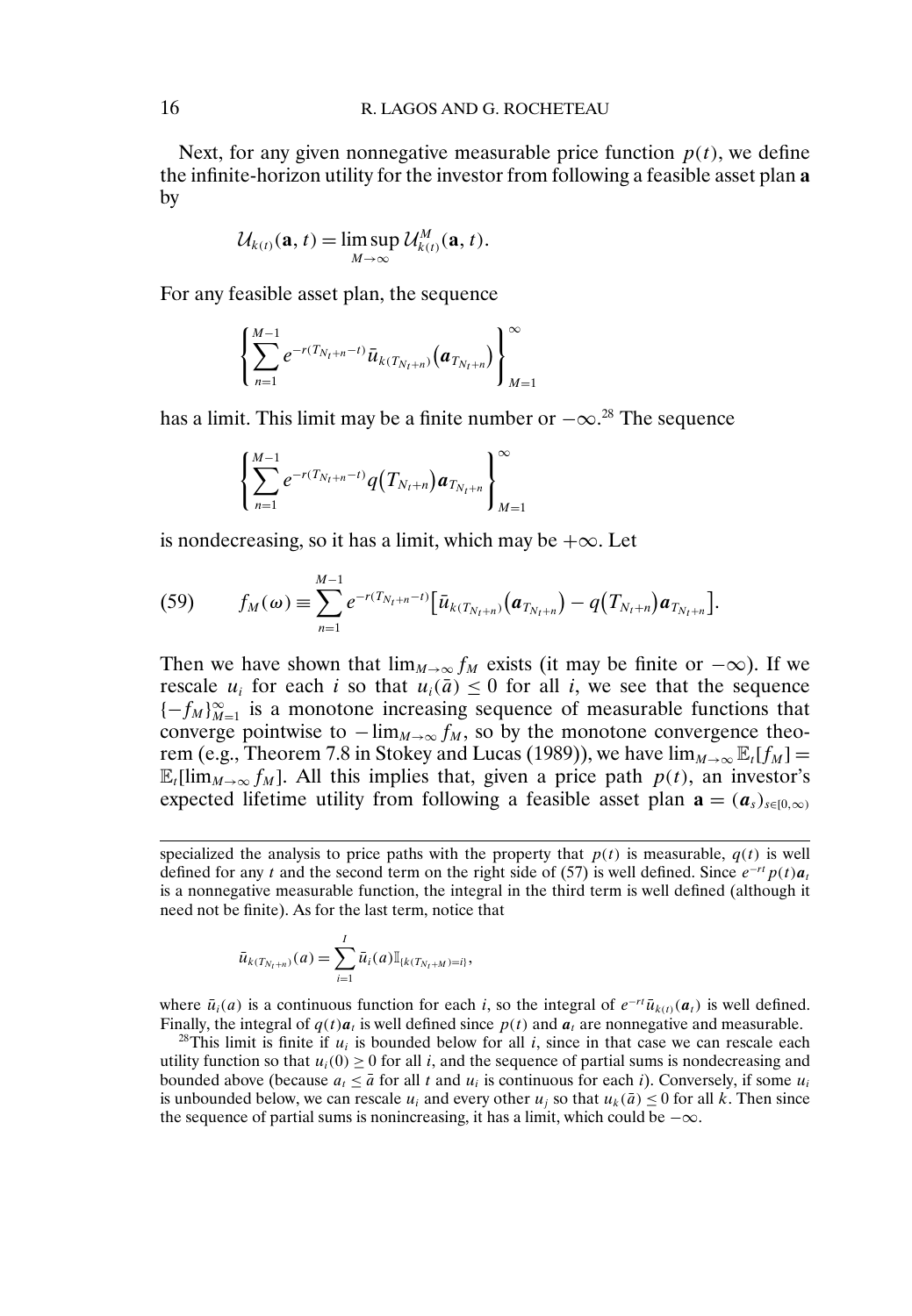Next, for any given nonnegative measurable price function $p(t)$, we define the infinite-horizon utility for the investor from following a feasible asset plan $\mathbf{a}$ by

$$\mathcal{U}_{k(t)}(\mathbf{a}, t) = \limsup_{M \to \infty} \mathcal{U}^M_{k(t)}(\mathbf{a}, t).$$

For any feasible asset plan, the sequence

$$\left\{ \sum_{n=1}^{M-1} e^{-r(T_{N_t+n}-t)} \bar{u}_{k(T_{N_t+n})}\big(\boldsymbol{a}_{T_{N_t+n}}\big) \right\}_{M=1}^{\infty}$$

has a limit. This limit may be a finite number or $-\infty$.[28] The sequence

$$\left\{ \sum_{n=1}^{M-1} e^{-r(T_{N_t+n}-t)} q\big(T_{N_t+n}\big) \boldsymbol{a}_{T_{N_t+n}} \right\}_{M=1}^{\infty}$$

is nondecreasing, so it has a limit, which may be $+\infty$. Let

$$f_M(\omega) \equiv \sum_{n=1}^{M-1} e^{-r(T_{N_t+n}-t)} \big[ \bar{u}_{k(T_{N_t+n})}\big(\boldsymbol{a}_{T_{N_t+n}}\big) - q\big(T_{N_t+n}\big) \boldsymbol{a}_{T_{N_t+n}} \big]. \tag{59}$$

Then we have shown that $\lim_{M\to\infty} f_M$ exists (it may be finite or $-\infty$). If we rescale $u_i$ for each $i$ so that $u_i(\bar{a}) \leq 0$ for all $i$, we see that the sequence $\{-f_M\}_{M=1}^{\infty}$ is a monotone increasing sequence of measurable functions that converge pointwise to $-\lim_{M\to\infty} f_M$, so by the monotone convergence theorem (e.g., Theorem 7.8 in Stokey and Lucas (1989)), we have $\lim_{M\to\infty} \mathbb{E}_t[f_M] = \mathbb{E}_t[\lim_{M\to\infty} f_M]$. All this implies that, given a price path $p(t)$, an investor's expected lifetime utility from following a feasible asset plan $\mathbf{a} = (\boldsymbol{a}_s)_{s\in[0,\infty)}$

---

specialized the analysis to price paths with the property that $p(t)$ is measurable, $q(t)$ is well defined for any $t$ and the second term on the right side of (57) is well defined. Since $e^{-rt} p(t) \boldsymbol{a}_t$ is a nonnegative measurable function, the integral in the third term is well defined (although it need not be finite). As for the last term, notice that

$$\bar{u}_{k(T_{N_t+n})}(a) = \sum_{i=1}^{I} \bar{u}_i(a) \mathbb{I}_{\{k(T_{N_t+M})=i\}},$$

where $\bar{u}_i(a)$ is a continuous function for each $i$, so the integral of $e^{-rt}\bar{u}_{k(t)}(\boldsymbol{a}_t)$ is well defined. Finally, the integral of $q(t)\boldsymbol{a}_t$ is well defined since $p(t)$ and $\boldsymbol{a}_t$ are nonnegative and measurable.

[28] This limit is finite if $u_i$ is bounded below for all $i$, since in that case we can rescale each utility function so that $u_i(0) \geq 0$ for all $i$, and the sequence of partial sums is nondecreasing and bounded above (because $a_t \leq \bar{a}$ for all $t$ and $u_i$ is continuous for each $i$). Conversely, if some $u_i$ is unbounded below, we can rescale $u_i$ and every other $u_j$ so that $u_k(\bar{a}) \leq 0$ for all $k$. Then since the sequence of partial sums is nonincreasing, it has a limit, which could be $-\infty$.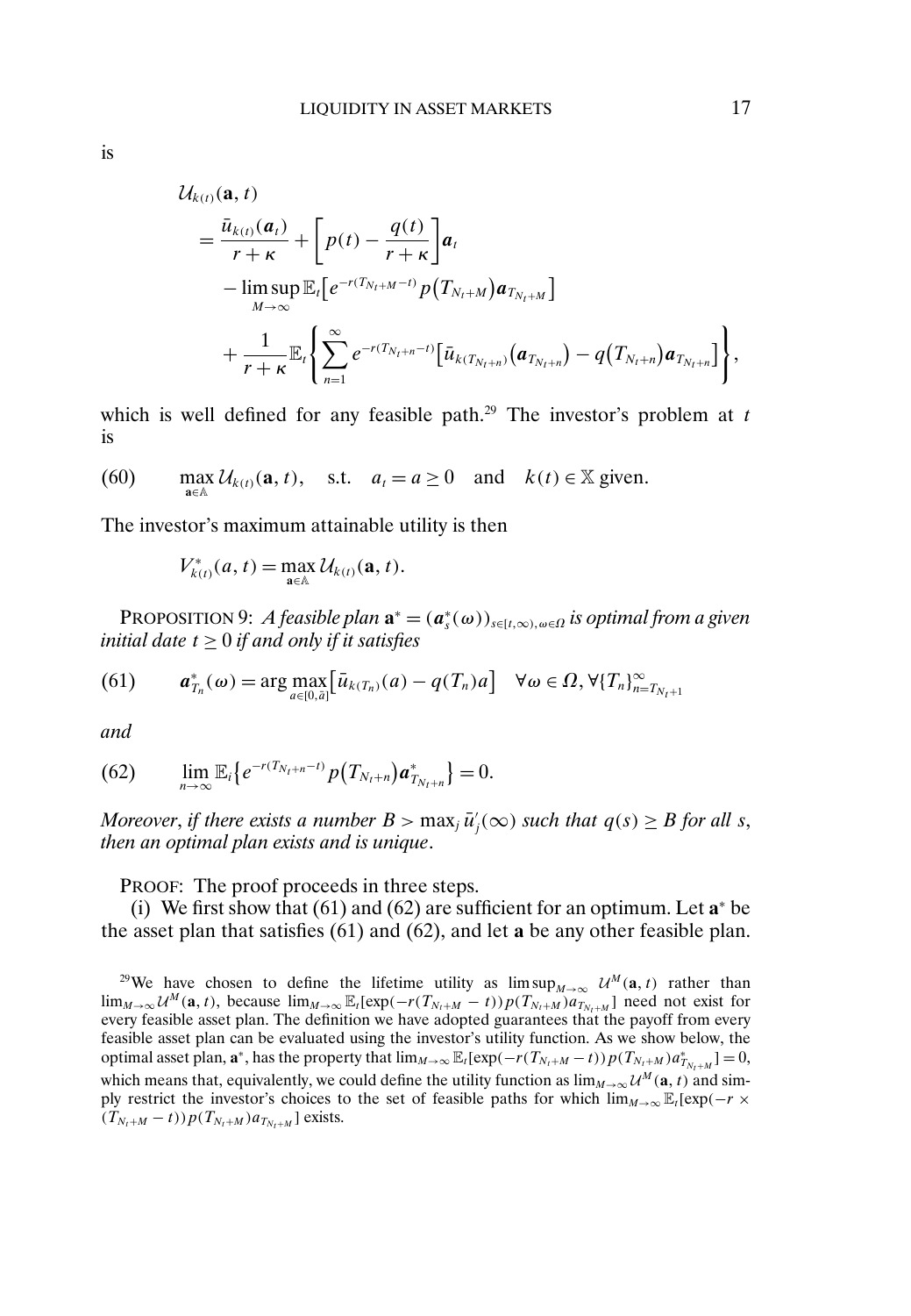is

$$
\begin{aligned}
&\mathcal{U}_{k(t)}(\mathbf{a}, t) \\
&= \frac{\bar{u}_{k(t)}(\boldsymbol{a}_t)}{r+\kappa} + \left[p(t) - \frac{q(t)}{r+\kappa}\right]\boldsymbol{a}_t \\
&\quad - \limsup_{M\to\infty} \mathbb{E}_t\left[e^{-r(T_{N_t+M}-t)} p(T_{N_t+M})\boldsymbol{a}_{T_{N_t+M}}\right] \\
&\quad + \frac{1}{r+\kappa}\mathbb{E}_t\left\{\sum_{n=1}^{\infty} e^{-r(T_{N_t+n}-t)}\left[\bar{u}_{k(T_{N_t+n})}(\boldsymbol{a}_{T_{N_t+n}}) - q(T_{N_t+n})\boldsymbol{a}_{T_{N_t+n}}\right]\right\},
\end{aligned}
$$

which is well defined for any feasible path.[29] The investor's problem at $t$ is

$$
\max_{\mathbf{a}\in\mathbb{A}} \mathcal{U}_{k(t)}(\mathbf{a}, t), \quad \text{s.t.} \quad a_t = a \geq 0 \quad \text{and} \quad k(t) \in \mathbb{X} \text{ given.} \tag{60}
$$

The investor's maximum attainable utility is then

$$
V^*_{k(t)}(a, t) = \max_{\mathbf{a}\in\mathbb{A}} \mathcal{U}_{k(t)}(\mathbf{a}, t).
$$

PROPOSITION 9: *A feasible plan $\mathbf{a}^* = (\boldsymbol{a}^*_s(\omega))_{s\in[t,\infty),\omega\in\Omega}$ is optimal from a given initial date $t \geq 0$ if and only if it satisfies*

$$
\boldsymbol{a}^*_{T_n}(\omega) = \arg\max_{a\in[0,\bar{a}]}\left[\bar{u}_{k(T_n)}(a) - q(T_n)a\right] \quad \forall\omega\in\Omega, \forall\{T_n\}^{\infty}_{n=T_{N_t+1}} \tag{61}
$$

*and*

$$
\lim_{n\to\infty} \mathbb{E}_i\left\{e^{-r(T_{N_t+n}-t)} p(T_{N_t+n})\boldsymbol{a}^*_{T_{N_t+n}}\right\} = 0. \tag{62}
$$

*Moreover, if there exists a number $B > \max_j \bar{u}'_j(\infty)$ such that $q(s) \geq B$ for all $s$, then an optimal plan exists and is unique.*

PROOF: The proof proceeds in three steps.

(i) We first show that (61) and (62) are sufficient for an optimum. Let $\mathbf{a}^*$ be the asset plan that satisfies (61) and (62), and let $\mathbf{a}$ be any other feasible plan.

[29] We have chosen to define the lifetime utility as $\limsup_{M\to\infty} \mathcal{U}^M(\mathbf{a}, t)$ rather than $\lim_{M\to\infty} \mathcal{U}^M(\mathbf{a}, t)$, because $\lim_{M\to\infty} \mathbb{E}_t[\exp(-r(T_{N_t+M} - t))p(T_{N_t+M})a_{T_{N_t+M}}]$ need not exist for every feasible asset plan. The definition we have adopted guarantees that the payoff from every feasible asset plan can be evaluated using the investor's utility function. As we show below, the optimal asset plan, $\mathbf{a}^*$, has the property that $\lim_{M\to\infty} \mathbb{E}_t[\exp(-r(T_{N_t+M} - t))p(T_{N_t+M})a^*_{T_{N_t+M}}] = 0$, which means that, equivalently, we could define the utility function as $\lim_{M\to\infty} \mathcal{U}^M(\mathbf{a}, t)$ and simply restrict the investor's choices to the set of feasible paths for which $\lim_{M\to\infty} \mathbb{E}_t[\exp(-r \times (T_{N_t+M} - t))p(T_{N_t+M})a_{T_{N_t+M}}]$ exists.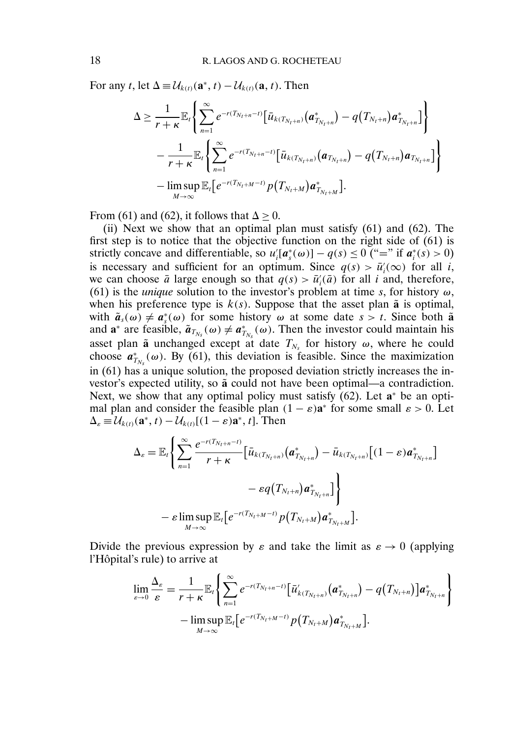For any $t$, let $\Delta \equiv \mathcal{U}_{k(t)}(\mathbf{a}^*, t) - \mathcal{U}_{k(t)}(\mathbf{a}, t)$. Then

$$\Delta \geq \frac{1}{r+\kappa}\mathbb{E}_t\left\{\sum_{n=1}^{\infty} e^{-r(T_{N_t+n}-t)}\left[\bar{u}_{k(T_{N_t+n})}\left(\boldsymbol{a}^*_{T_{N_t+n}}\right) - q\left(T_{N_t+n}\right)\boldsymbol{a}^*_{T_{N_t+n}}\right]\right\}$$
$$- \frac{1}{r+\kappa}\mathbb{E}_t\left\{\sum_{n=1}^{\infty} e^{-r(T_{N_t+n}-t)}\left[\bar{u}_{k(T_{N_t+n})}\left(\boldsymbol{a}_{T_{N_t+n}}\right) - q\left(T_{N_t+n}\right)\boldsymbol{a}_{T_{N_t+n}}\right]\right\}$$
$$- \limsup_{M\to\infty}\mathbb{E}_t\left[e^{-r(T_{N_t+M}-t)}p\left(T_{N_t+M}\right)\boldsymbol{a}^*_{T_{N_t+M}}\right].$$

From (61) and (62), it follows that $\Delta \geq 0$.

(ii) Next we show that an optimal plan must satisfy (61) and (62). The first step is to notice that the objective function on the right side of (61) is strictly concave and differentiable, so $u_i'[\boldsymbol{a}^*_s(\omega)] - q(s) \leq 0$ ("=" if $\boldsymbol{a}^*_i(s) > 0$) is necessary and sufficient for an optimum. Since $q(s) > \bar{u}_i'(\infty)$ for all $i$, we can choose $\bar{a}$ large enough so that $q(s) > \bar{u}_i'(\bar{a})$ for all $i$ and, therefore, (61) is the *unique* solution to the investor's problem at time $s$, for history $\omega$, when his preference type is $k(s)$. Suppose that the asset plan $\tilde{\mathbf{a}}$ is optimal, with $\tilde{\boldsymbol{a}}_s(\omega) \neq \boldsymbol{a}^*_s(\omega)$ for some history $\omega$ at some date $s > t$. Since both $\tilde{\mathbf{a}}$ and $\mathbf{a}^*$ are feasible, $\tilde{\boldsymbol{a}}_{T_{N_s}}(\omega) \neq \boldsymbol{a}^*_{T_{N_s}}(\omega)$. Then the investor could maintain his asset plan $\tilde{\mathbf{a}}$ unchanged except at date $T_{N_s}$ for history $\omega$, where he could choose $\boldsymbol{a}^*_{T_{N_s}}(\omega)$. By (61), this deviation is feasible. Since the maximization in (61) has a unique solution, the proposed deviation strictly increases the investor's expected utility, so $\tilde{\mathbf{a}}$ could not have been optimal—a contradiction. Next, we show that any optimal policy must satisfy (62). Let $\mathbf{a}^*$ be an optimal plan and consider the feasible plan $(1-\varepsilon)\mathbf{a}^*$ for some small $\varepsilon > 0$. Let $\Delta_\varepsilon \equiv \mathcal{U}_{k(t)}(\mathbf{a}^*, t) - \mathcal{U}_{k(t)}[(1-\varepsilon)\mathbf{a}^*, t]$. Then

$$\Delta_\varepsilon = \mathbb{E}_t\left\{\sum_{n=1}^{\infty}\frac{e^{-r(T_{N_t+n}-t)}}{r+\kappa}\left[\bar{u}_{k(T_{N_t+n})}\left(\boldsymbol{a}^*_{T_{N_t+n}}\right) - \bar{u}_{k(T_{N_t+n})}\left[(1-\varepsilon)\boldsymbol{a}^*_{T_{N_t+n}}\right] - \varepsilon q\left(T_{N_t+n}\right)\boldsymbol{a}^*_{T_{N_t+n}}\right]\right\}$$
$$- \varepsilon\limsup_{M\to\infty}\mathbb{E}_t\left[e^{-r(T_{N_t+M}-t)}p\left(T_{N_t+M}\right)\boldsymbol{a}^*_{T_{N_t+M}}\right].$$

Divide the previous expression by $\varepsilon$ and take the limit as $\varepsilon \to 0$ (applying l'Hôpital's rule) to arrive at

$$\lim_{\varepsilon\to 0}\frac{\Delta_\varepsilon}{\varepsilon} = \frac{1}{r+\kappa}\mathbb{E}_t\left\{\sum_{n=1}^{\infty} e^{-r(T_{N_t+n}-t)}\left[\bar{u}'_{k(T_{N_t+n})}\left(\boldsymbol{a}^*_{T_{N_t+n}}\right) - q\left(T_{N_t+n}\right)\right]\boldsymbol{a}^*_{T_{N_t+n}}\right\}$$
$$- \limsup_{M\to\infty}\mathbb{E}_t\left[e^{-r(T_{N_t+M}-t)}p\left(T_{N_t+M}\right)\boldsymbol{a}^*_{T_{N_t+M}}\right].$$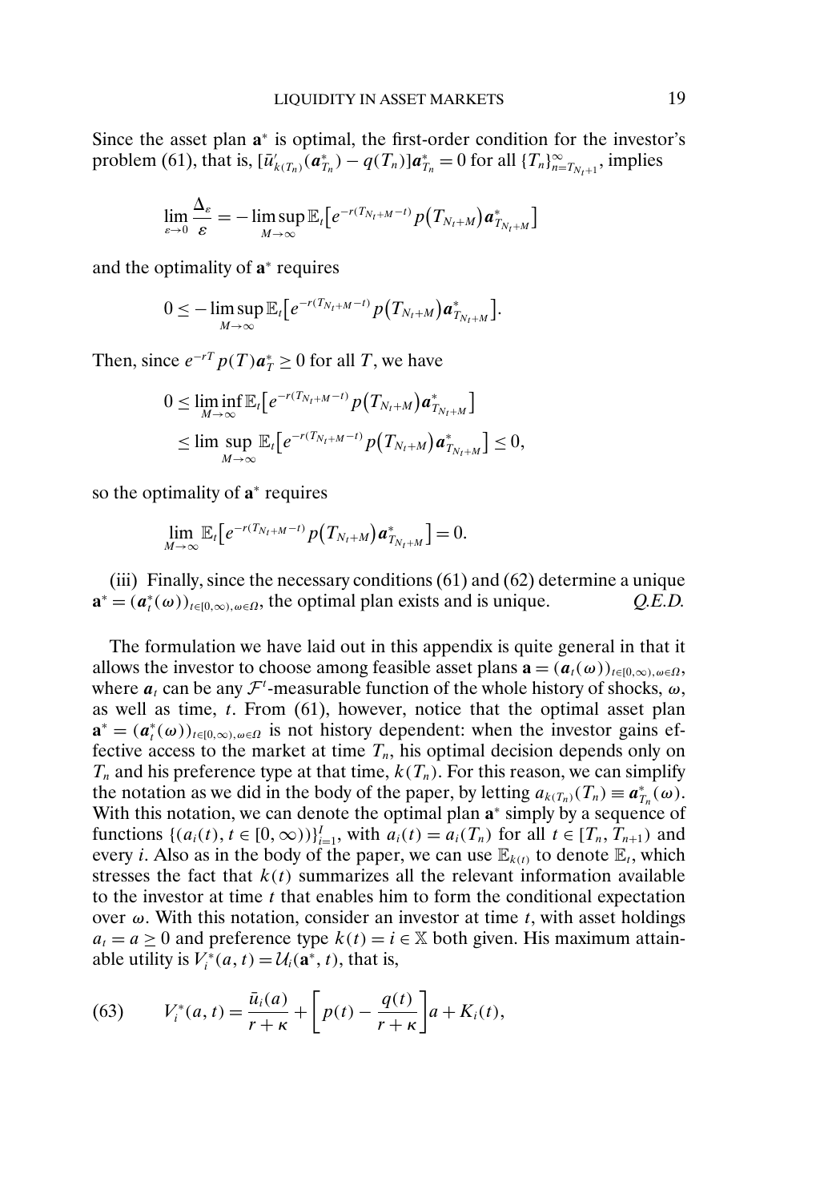Since the asset plan $\mathbf{a}^*$ is optimal, the first-order condition for the investor's problem (61), that is, $[\bar{u}'_{k(T_n)}(\boldsymbol{a}^*_{T_n}) - q(T_n)]\boldsymbol{a}^*_{T_n} = 0$ for all $\{T_n\}_{n=T_{N_t+1}}^{\infty}$, implies

$$\lim_{\varepsilon \to 0} \frac{\Delta_\varepsilon}{\varepsilon} = -\limsup_{M \to \infty} \mathbb{E}_t\big[e^{-r(T_{N_t+M}-t)} p\big(T_{N_t+M}\big)\boldsymbol{a}^*_{T_{N_t+M}}\big]$$

and the optimality of $\mathbf{a}^*$ requires

$$0 \leq -\limsup_{M \to \infty} \mathbb{E}_t\big[e^{-r(T_{N_t+M}-t)} p\big(T_{N_t+M}\big)\boldsymbol{a}^*_{T_{N_t+M}}\big].$$

Then, since $e^{-rT}p(T)\boldsymbol{a}^*_T \geq 0$ for all $T$, we have

$$\begin{aligned} 0 &\leq \liminf_{M \to \infty} \mathbb{E}_t\big[e^{-r(T_{N_t+M}-t)} p\big(T_{N_t+M}\big)\boldsymbol{a}^*_{T_{N_t+M}}\big] \\ &\leq \lim\sup_{M \to \infty} \mathbb{E}_t\big[e^{-r(T_{N_t+M}-t)} p\big(T_{N_t+M}\big)\boldsymbol{a}^*_{T_{N_t+M}}\big] \leq 0, \end{aligned}$$

so the optimality of $\mathbf{a}^*$ requires

$$\lim_{M \to \infty} \mathbb{E}_t\big[e^{-r(T_{N_t+M}-t)} p\big(T_{N_t+M}\big)\boldsymbol{a}^*_{T_{N_t+M}}\big] = 0.$$

(iii) Finally, since the necessary conditions (61) and (62) determine a unique $\mathbf{a}^* = (\boldsymbol{a}^*_t(\omega))_{t\in[0,\infty),\omega\in\Omega}$, the optimal plan exists and is unique. *Q.E.D.*

The formulation we have laid out in this appendix is quite general in that it allows the investor to choose among feasible asset plans $\mathbf{a} = (\boldsymbol{a}_t(\omega))_{t\in[0,\infty),\omega\in\Omega}$, where $\boldsymbol{a}_t$ can be any $\mathcal{F}^t$-measurable function of the whole history of shocks, $\omega$, as well as time, $t$. From (61), however, notice that the optimal asset plan $\mathbf{a}^* = (\boldsymbol{a}^*_t(\omega))_{t\in[0,\infty),\omega\in\Omega}$ is not history dependent: when the investor gains effective access to the market at time $T_n$, his optimal decision depends only on $T_n$ and his preference type at that time, $k(T_n)$. For this reason, we can simplify the notation as we did in the body of the paper, by letting $a_{k(T_n)}(T_n) \equiv \boldsymbol{a}^*_{T_n}(\omega)$. With this notation, we can denote the optimal plan $\mathbf{a}^*$ simply by a sequence of functions $\{(a_i(t), t \in [0,\infty))\}_{i=1}^I$, with $a_i(t) = a_i(T_n)$ for all $t \in [T_n, T_{n+1})$ and every $i$. Also as in the body of the paper, we can use $\mathbb{E}_{k(t)}$ to denote $\mathbb{E}_t$, which stresses the fact that $k(t)$ summarizes all the relevant information available to the investor at time $t$ that enables him to form the conditional expectation over $\omega$. With this notation, consider an investor at time $t$, with asset holdings $a_t = a \geq 0$ and preference type $k(t) = i \in \mathbb{X}$ both given. His maximum attainable utility is $V_i^*(a,t) = \mathcal{U}_i(\mathbf{a}^*, t)$, that is,

$$V_i^*(a,t) = \frac{\bar{u}_i(a)}{r+\kappa} + \left[p(t) - \frac{q(t)}{r+\kappa}\right]a + K_i(t), \tag{63}$$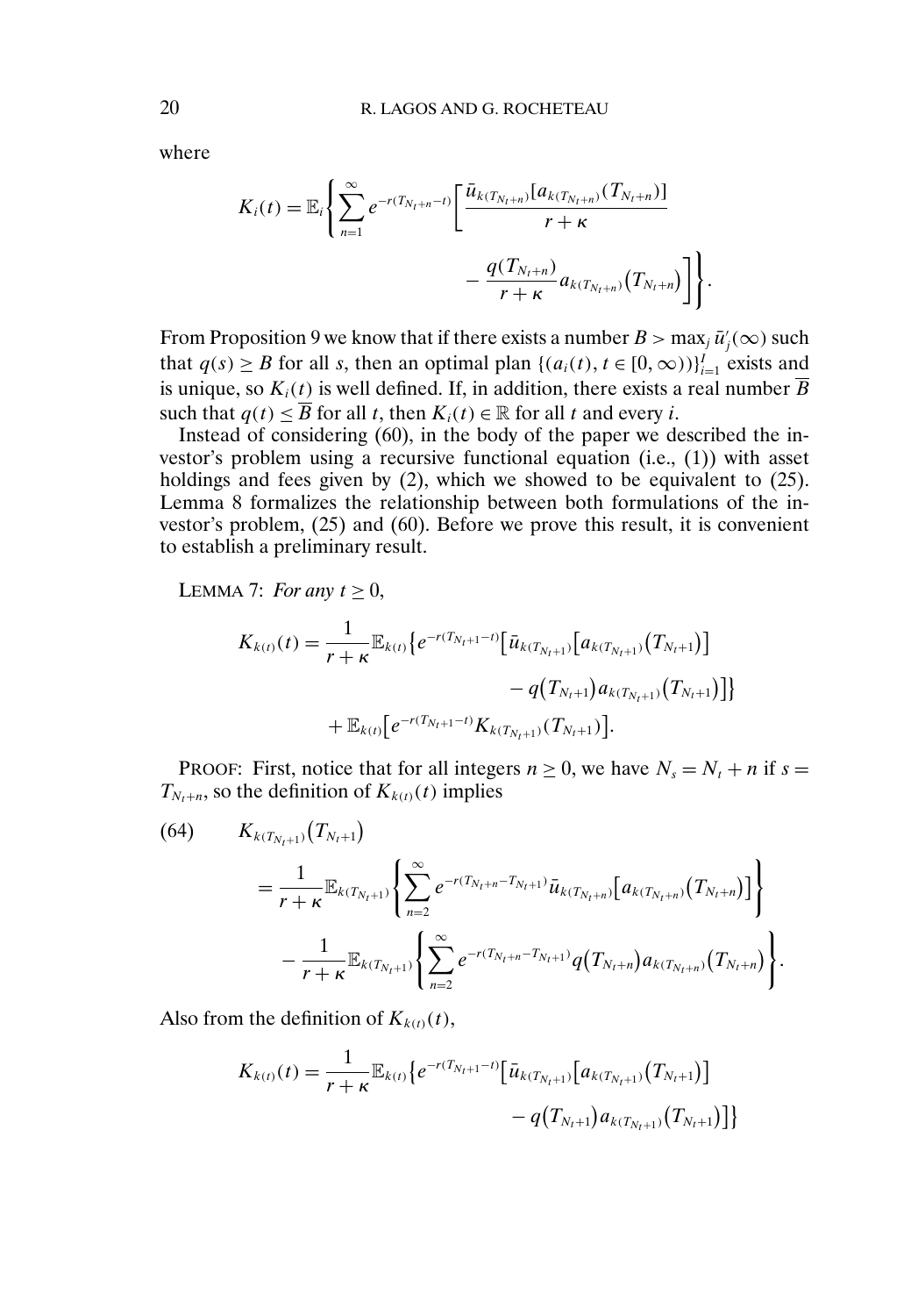where

$$K_i(t) = \mathbb{E}_i\left\{\sum_{n=1}^{\infty} e^{-r(T_{N_t+n}-t)}\left[\frac{\bar{u}_{k(T_{N_t+n})}[a_{k(T_{N_t+n})}(T_{N_t+n})]}{r+\kappa} - \frac{q(T_{N_t+n})}{r+\kappa}a_{k(T_{N_t+n})}\big(T_{N_t+n}\big)\right]\right\}.$$

From Proposition 9 we know that if there exists a number $B > \max_j \bar{u}_j'(\infty)$ such that $q(s) \geq B$ for all $s$, then an optimal plan $\{(a_i(t), t \in [0, \infty))\}_{i=1}^I$ exists and is unique, so $K_i(t)$ is well defined. If, in addition, there exists a real number $\overline{B}$ such that $q(t) \leq \overline{B}$ for all $t$, then $K_i(t) \in \mathbb{R}$ for all $t$ and every $i$.

Instead of considering (60), in the body of the paper we described the investor's problem using a recursive functional equation (i.e., (1)) with asset holdings and fees given by (2), which we showed to be equivalent to (25). Lemma 8 formalizes the relationship between both formulations of the investor's problem, (25) and (60). Before we prove this result, it is convenient to establish a preliminary result.

LEMMA 7: *For any* $t \geq 0$,

$$\begin{aligned}
K_{k(t)}(t) = {} & \frac{1}{r+\kappa}\mathbb{E}_{k(t)}\big\{e^{-r(T_{N_t+1}-t)}\big[\bar{u}_{k(T_{N_t+1})}\big[a_{k(T_{N_t+1})}\big(T_{N_t+1}\big)\big] \\
& - q\big(T_{N_t+1}\big)a_{k(T_{N_t+1})}\big(T_{N_t+1}\big)\big]\big\} \\
& + \mathbb{E}_{k(t)}\big[e^{-r(T_{N_t+1}-t)}K_{k(T_{N_t+1})}(T_{N_t+1})\big].
\end{aligned}$$

PROOF: First, notice that for all integers $n \geq 0$, we have $N_s = N_t + n$ if $s = T_{N_t+n}$, so the definition of $K_{k(t)}(t)$ implies

$$\begin{aligned}
(64) \qquad & K_{k(T_{N_t+1})}\big(T_{N_t+1}\big) \\
& = \frac{1}{r+\kappa}\mathbb{E}_{k(T_{N_t+1})}\left\{\sum_{n=2}^{\infty} e^{-r(T_{N_t+n}-T_{N_t+1})}\bar{u}_{k(T_{N_t+n})}\big[a_{k(T_{N_t+n})}\big(T_{N_t+n}\big)\big]\right\} \\
& \quad - \frac{1}{r+\kappa}\mathbb{E}_{k(T_{N_t+1})}\left\{\sum_{n=2}^{\infty} e^{-r(T_{N_t+n}-T_{N_t+1})}q\big(T_{N_t+n}\big)a_{k(T_{N_t+n})}\big(T_{N_t+n}\big)\right\}.
\end{aligned}$$

Also from the definition of $K_{k(t)}(t)$,

$$\begin{aligned}
K_{k(t)}(t) = {} & \frac{1}{r+\kappa}\mathbb{E}_{k(t)}\big\{e^{-r(T_{N_t+1}-t)}\big[\bar{u}_{k(T_{N_t+1})}\big[a_{k(T_{N_t+1})}\big(T_{N_t+1}\big)\big] \\
& - q\big(T_{N_t+1}\big)a_{k(T_{N_t+1})}\big(T_{N_t+1}\big)\big]\big\}
\end{aligned}$$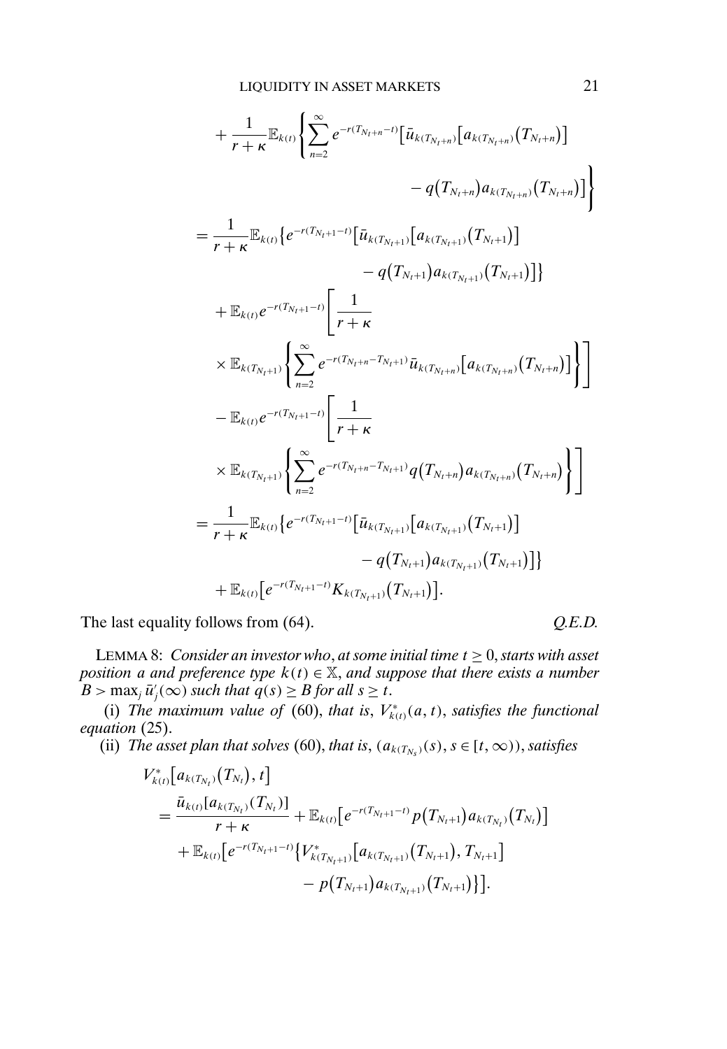$$
\begin{aligned}
&+\frac{1}{r+\kappa}\mathbb{E}_{k(t)}\left\{\sum_{n=2}^{\infty}e^{-r(T_{N_t+n}-t)}\left[\bar{u}_{k(T_{N_t+n})}\left[a_{k(T_{N_t+n})}(T_{N_t+n})\right]\right.\right.\\
&\left.\left.\qquad\qquad-q(T_{N_t+n})a_{k(T_{N_t+n})}(T_{N_t+n})\right]\right\}\\
&=\frac{1}{r+\kappa}\mathbb{E}_{k(t)}\left\{e^{-r(T_{N_t+1}-t)}\left[\bar{u}_{k(T_{N_t+1})}\left[a_{k(T_{N_t+1})}(T_{N_t+1})\right]\right.\right.\\
&\left.\left.\qquad\qquad-q(T_{N_t+1})a_{k(T_{N_t+1})}(T_{N_t+1})\right]\right\}\\
&\quad+\mathbb{E}_{k(t)}e^{-r(T_{N_t+1}-t)}\left[\frac{1}{r+\kappa}\right.\\
&\quad\left.\times\mathbb{E}_{k(T_{N_t+1})}\left\{\sum_{n=2}^{\infty}e^{-r(T_{N_t+n}-T_{N_t+1})}\bar{u}_{k(T_{N_t+n})}\left[a_{k(T_{N_t+n})}(T_{N_t+n})\right]\right\}\right]\\
&\quad-\mathbb{E}_{k(t)}e^{-r(T_{N_t+1}-t)}\left[\frac{1}{r+\kappa}\right.\\
&\quad\left.\times\mathbb{E}_{k(T_{N_t+1})}\left\{\sum_{n=2}^{\infty}e^{-r(T_{N_t+n}-T_{N_t+1})}q(T_{N_t+n})a_{k(T_{N_t+n})}(T_{N_t+n})\right\}\right]\\
&=\frac{1}{r+\kappa}\mathbb{E}_{k(t)}\left\{e^{-r(T_{N_t+1}-t)}\left[\bar{u}_{k(T_{N_t+1})}\left[a_{k(T_{N_t+1})}(T_{N_t+1})\right]\right.\right.\\
&\left.\left.\qquad\qquad-q(T_{N_t+1})a_{k(T_{N_t+1})}(T_{N_t+1})\right]\right\}\\
&\quad+\mathbb{E}_{k(t)}\left[e^{-r(T_{N_t+1}-t)}K_{k(T_{N_t+1})}(T_{N_t+1})\right].
\end{aligned}
$$

The last equality follows from (64). *Q.E.D.*

LEMMA 8: *Consider an investor who, at some initial time $t\geq 0$, starts with asset position $a$ and preference type $k(t)\in\mathbb{X}$, and suppose that there exists a number $B>\max_j \bar{u}_j'(\infty)$ such that $q(s)\geq B$ for all $s\geq t$.*

(i) *The maximum value of* (60), *that is*, $V^*_{k(t)}(a,t)$, *satisfies the functional equation* (25).

(ii) *The asset plan that solves* (60), *that is*, $(a_{k(T_{N_s})}(s), s\in[t,\infty))$, *satisfies*

$$
\begin{aligned}
&V^*_{k(t)}\left[a_{k(T_{N_t})}(T_{N_t}),t\right]\\
&=\frac{\bar{u}_{k(t)}[a_{k(T_{N_t})}(T_{N_t})]}{r+\kappa}+\mathbb{E}_{k(t)}\left[e^{-r(T_{N_t+1}-t)}p(T_{N_t+1})a_{k(T_{N_t})}(T_{N_t})\right]\\
&\quad+\mathbb{E}_{k(t)}\left[e^{-r(T_{N_t+1}-t)}\left\{V^*_{k(T_{N_t+1})}\left[a_{k(T_{N_t+1})}(T_{N_t+1}),T_{N_t+1}\right]\right.\right.\\
&\left.\left.\qquad\qquad-p(T_{N_t+1})a_{k(T_{N_t+1})}(T_{N_t+1})\right\}\right].
\end{aligned}
$$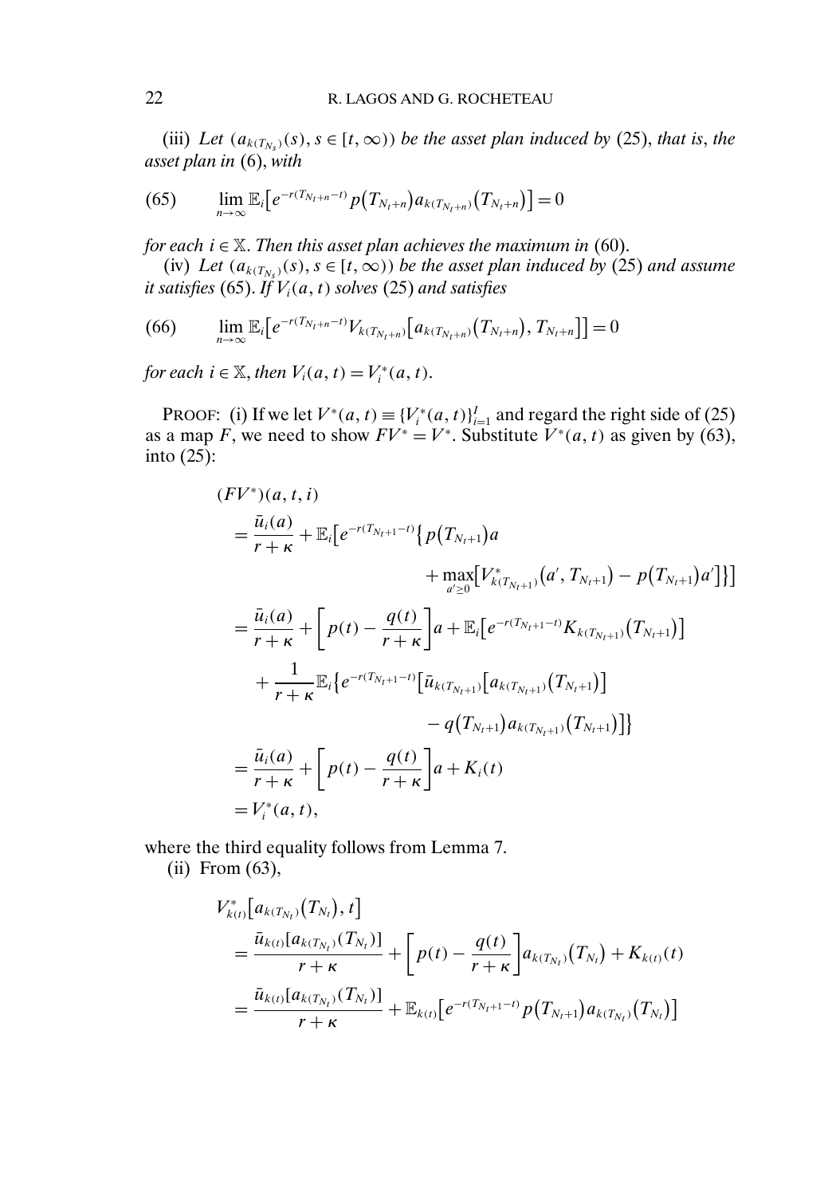(iii) *Let* $(a_{k(T_{N_s})}(s), s \in [t, \infty))$ *be the asset plan induced by* (25), *that is*, *the asset plan in* (6), *with*

$$\lim_{n\to\infty} \mathbb{E}_i\big[e^{-r(T_{N_t+n}-t)} p\big(T_{N_t+n}\big) a_{k(T_{N_t+n})}\big(T_{N_t+n}\big)\big] = 0 \tag{65}$$

*for each* $i \in \mathbb{X}$. *Then this asset plan achieves the maximum in* (60).

(iv) *Let* $(a_{k(T_{N_s})}(s), s \in [t, \infty))$ *be the asset plan induced by* (25) *and assume it satisfies* (65). *If* $V_i(a, t)$ *solves* (25) *and satisfies*

$$\lim_{n\to\infty} \mathbb{E}_i\big[e^{-r(T_{N_t+n}-t)} V_{k(T_{N_t+n})}\big[a_{k(T_{N_t+n})}\big(T_{N_t+n}\big), T_{N_t+n}\big]\big] = 0 \tag{66}$$

*for each* $i \in \mathbb{X}$, *then* $V_i(a, t) = V_i^*(a, t)$.

PROOF: (i) If we let $V^*(a, t) \equiv \{V_i^*(a, t)\}_{i=1}^I$ and regard the right side of (25) as a map $F$, we need to show $FV^* = V^*$. Substitute $V^*(a, t)$ as given by (63), into (25):

$$
\begin{aligned}
&(FV^*)(a, t, i) \\
&= \frac{\bar{u}_i(a)}{r+\kappa} + \mathbb{E}_i\big[e^{-r(T_{N_t+1}-t)}\big\{p\big(T_{N_t+1}\big)a \\
&\qquad\qquad + \max_{a'\geq 0}\big[V^*_{k(T_{N_t+1})}\big(a', T_{N_t+1}\big) - p\big(T_{N_t+1}\big)a'\big]\big\}\big] \\
&= \frac{\bar{u}_i(a)}{r+\kappa} + \left[p(t) - \frac{q(t)}{r+\kappa}\right]a + \mathbb{E}_i\big[e^{-r(T_{N_t+1}-t)} K_{k(T_{N_t+1})}\big(T_{N_t+1}\big)\big] \\
&\quad + \frac{1}{r+\kappa}\mathbb{E}_i\big\{e^{-r(T_{N_t+1}-t)}\big[\bar{u}_{k(T_{N_t+1})}\big[a_{k(T_{N_t+1})}\big(T_{N_t+1}\big)\big] \\
&\qquad\qquad - q\big(T_{N_t+1}\big)a_{k(T_{N_t+1})}\big(T_{N_t+1}\big)\big]\big\} \\
&= \frac{\bar{u}_i(a)}{r+\kappa} + \left[p(t) - \frac{q(t)}{r+\kappa}\right]a + K_i(t) \\
&= V_i^*(a, t),
\end{aligned}
$$

where the third equality follows from Lemma 7.

(ii) From (63),

$$
\begin{aligned}
&V^*_{k(t)}\big[a_{k(T_{N_t})}\big(T_{N_t}\big), t\big] \\
&= \frac{\bar{u}_{k(t)}[a_{k(T_{N_t})}(T_{N_t})]}{r+\kappa} + \left[p(t) - \frac{q(t)}{r+\kappa}\right]a_{k(T_{N_t})}\big(T_{N_t}\big) + K_{k(t)}(t) \\
&= \frac{\bar{u}_{k(t)}[a_{k(T_{N_t})}(T_{N_t})]}{r+\kappa} + \mathbb{E}_{k(t)}\big[e^{-r(T_{N_t+1}-t)} p\big(T_{N_t+1}\big) a_{k(T_{N_t})}\big(T_{N_t}\big)\big]
\end{aligned}
$$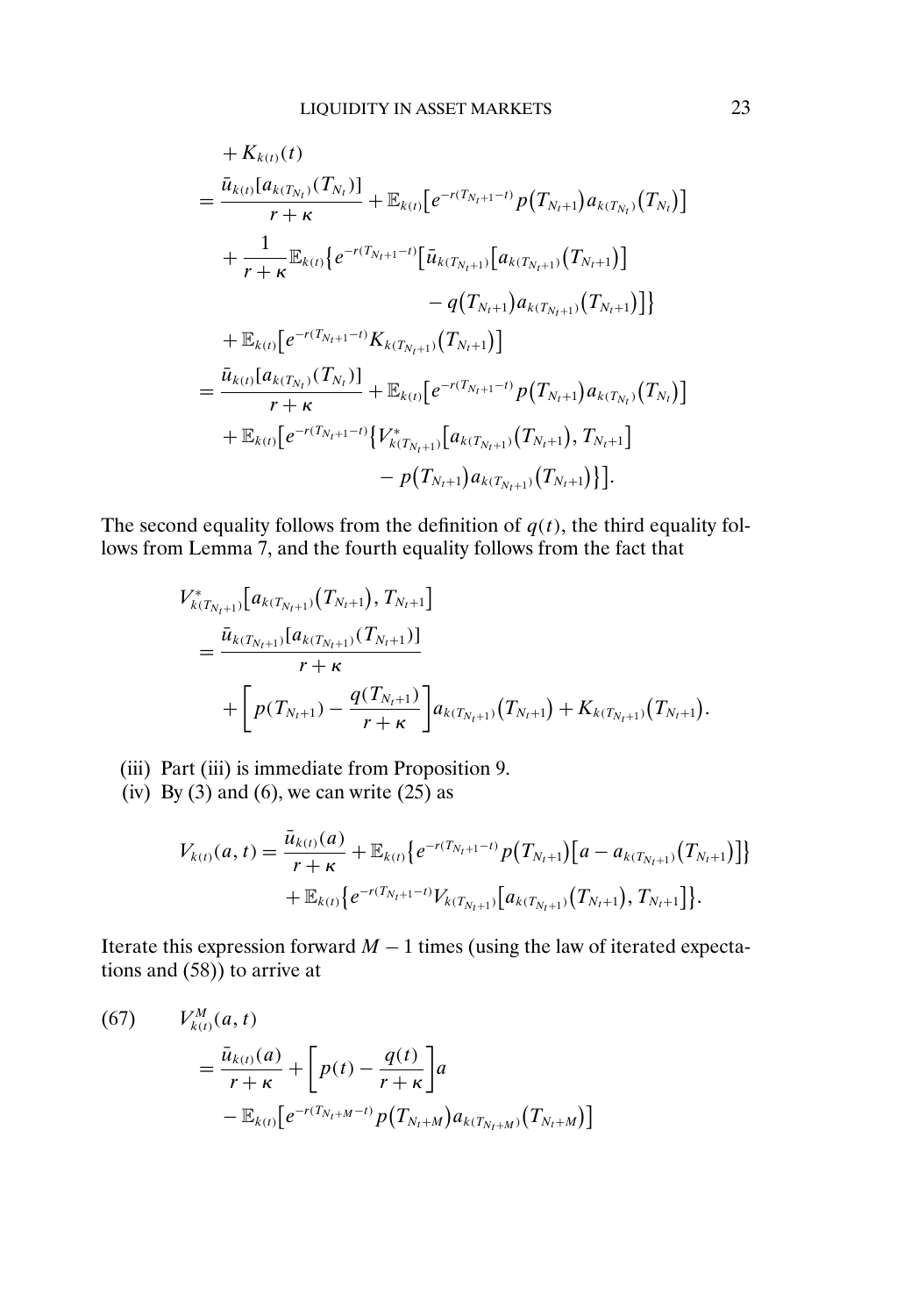$$
\begin{aligned}
&+ K_{k(t)}(t) \\
&= \frac{\bar{u}_{k(t)}[a_{k(T_{N_t})}(T_{N_t})]}{r+\kappa} + \mathbb{E}_{k(t)}\big[e^{-r(T_{N_t+1}-t)} p(T_{N_t+1}) a_{k(T_{N_t})}(T_{N_t})\big] \\
&\quad + \frac{1}{r+\kappa}\mathbb{E}_{k(t)}\big\{e^{-r(T_{N_t+1}-t)}\big[\bar{u}_{k(T_{N_t+1})}\big[a_{k(T_{N_t+1})}(T_{N_t+1})\big] \\
&\qquad\qquad - q(T_{N_t+1}) a_{k(T_{N_t+1})}(T_{N_t+1})\big]\big\} \\
&\quad + \mathbb{E}_{k(t)}\big[e^{-r(T_{N_t+1}-t)} K_{k(T_{N_t+1})}(T_{N_t+1})\big] \\
&= \frac{\bar{u}_{k(t)}[a_{k(T_{N_t})}(T_{N_t})]}{r+\kappa} + \mathbb{E}_{k(t)}\big[e^{-r(T_{N_t+1}-t)} p(T_{N_t+1}) a_{k(T_{N_t})}(T_{N_t})\big] \\
&\quad + \mathbb{E}_{k(t)}\big[e^{-r(T_{N_t+1}-t)}\big\{V^*_{k(T_{N_t+1})}\big[a_{k(T_{N_t+1})}(T_{N_t+1}), T_{N_t+1}\big] \\
&\qquad\qquad - p(T_{N_t+1}) a_{k(T_{N_t+1})}(T_{N_t+1})\big\}\big].
\end{aligned}
$$

The second equality follows from the definition of $q(t)$, the third equality follows from Lemma 7, and the fourth equality follows from the fact that

$$
\begin{aligned}
&V^*_{k(T_{N_t+1})}\big[a_{k(T_{N_t+1})}(T_{N_t+1}), T_{N_t+1}\big] \\
&= \frac{\bar{u}_{k(T_{N_t+1})}[a_{k(T_{N_t+1})}(T_{N_t+1})]}{r+\kappa} \\
&\quad + \left[p(T_{N_t+1}) - \frac{q(T_{N_t+1})}{r+\kappa}\right] a_{k(T_{N_t+1})}(T_{N_t+1}) + K_{k(T_{N_t+1})}(T_{N_t+1}).
\end{aligned}
$$

(iii) Part (iii) is immediate from Proposition 9.

(iv) By (3) and (6), we can write (25) as

$$
\begin{aligned}
V_{k(t)}(a,t) &= \frac{\bar{u}_{k(t)}(a)}{r+\kappa} + \mathbb{E}_{k(t)}\big\{e^{-r(T_{N_t+1}-t)} p(T_{N_t+1})\big[a - a_{k(T_{N_t+1})}(T_{N_t+1})\big]\big\} \\
&\quad + \mathbb{E}_{k(t)}\big\{e^{-r(T_{N_t+1}-t)} V_{k(T_{N_t+1})}\big[a_{k(T_{N_t+1})}(T_{N_t+1}), T_{N_t+1}\big]\big\}.
\end{aligned}
$$

Iterate this expression forward $M-1$ times (using the law of iterated expectations and (58)) to arrive at

$$
\begin{aligned}
(67)\qquad &V^M_{k(t)}(a,t) \\
&= \frac{\bar{u}_{k(t)}(a)}{r+\kappa} + \left[p(t) - \frac{q(t)}{r+\kappa}\right] a \\
&\quad - \mathbb{E}_{k(t)}\big[e^{-r(T_{N_t+M}-t)} p(T_{N_t+M}) a_{k(T_{N_t+M})}(T_{N_t+M})\big]
\end{aligned}
$$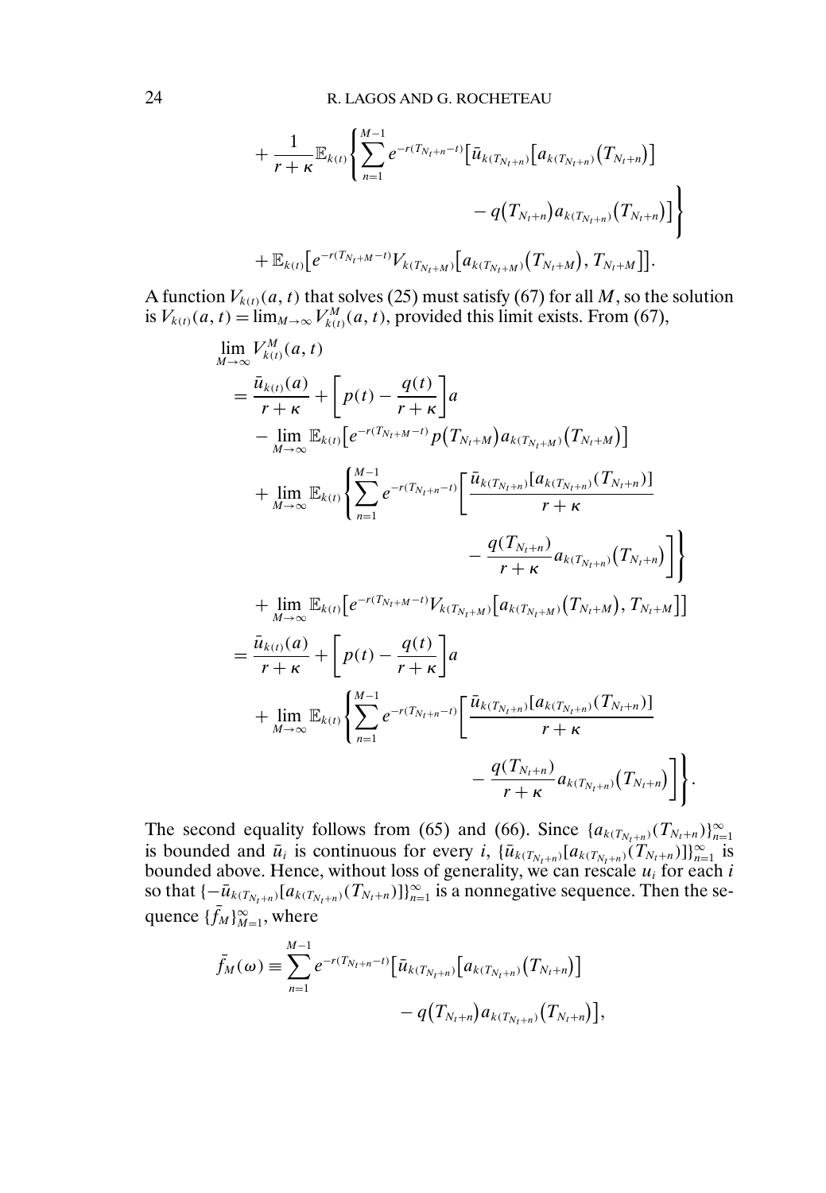$$
+ \frac{1}{r+\kappa}\mathbb{E}_{k(t)}\left\{\sum_{n=1}^{M-1} e^{-r(T_{N_t+n}-t)}\left[\bar{u}_{k(T_{N_t+n})}\left[a_{k(T_{N_t+n})}(T_{N_t+n})\right] - q(T_{N_t+n})a_{k(T_{N_t+n})}(T_{N_t+n})\right]\right\}
$$

$$
+ \mathbb{E}_{k(t)}\left[e^{-r(T_{N_t+M}-t)}V_{k(T_{N_t+M})}\left[a_{k(T_{N_t+M})}(T_{N_t+M}), T_{N_t+M}\right]\right].
$$

A function $V_{k(t)}(a,t)$ that solves (25) must satisfy (67) for all $M$, so the solution is $V_{k(t)}(a,t) = \lim_{M\to\infty} V_{k(t)}^M(a,t)$, provided this limit exists. From (67),

$$
\begin{aligned}
&\lim_{M\to\infty} V_{k(t)}^M(a,t) \\
&= \frac{\bar{u}_{k(t)}(a)}{r+\kappa} + \left[p(t) - \frac{q(t)}{r+\kappa}\right]a \\
&\quad - \lim_{M\to\infty} \mathbb{E}_{k(t)}\left[e^{-r(T_{N_t+M}-t)}p(T_{N_t+M})a_{k(T_{N_t+M})}(T_{N_t+M})\right] \\
&\quad + \lim_{M\to\infty} \mathbb{E}_{k(t)}\left\{\sum_{n=1}^{M-1} e^{-r(T_{N_t+n}-t)}\left[\frac{\bar{u}_{k(T_{N_t+n})}[a_{k(T_{N_t+n})}(T_{N_t+n})]}{r+\kappa} - \frac{q(T_{N_t+n})}{r+\kappa}a_{k(T_{N_t+n})}(T_{N_t+n})\right]\right\} \\
&\quad + \lim_{M\to\infty} \mathbb{E}_{k(t)}\left[e^{-r(T_{N_t+M}-t)}V_{k(T_{N_t+M})}\left[a_{k(T_{N_t+M})}(T_{N_t+M}), T_{N_t+M}\right]\right] \\
&= \frac{\bar{u}_{k(t)}(a)}{r+\kappa} + \left[p(t) - \frac{q(t)}{r+\kappa}\right]a \\
&\quad + \lim_{M\to\infty} \mathbb{E}_{k(t)}\left\{\sum_{n=1}^{M-1} e^{-r(T_{N_t+n}-t)}\left[\frac{\bar{u}_{k(T_{N_t+n})}[a_{k(T_{N_t+n})}(T_{N_t+n})]}{r+\kappa} - \frac{q(T_{N_t+n})}{r+\kappa}a_{k(T_{N_t+n})}(T_{N_t+n})\right]\right\}.
\end{aligned}
$$

The second equality follows from (65) and (66). Since $\{a_{k(T_{N_t+n})}(T_{N_t+n})\}_{n=1}^{\infty}$ is bounded and $\bar{u}_i$ is continuous for every $i$, $\{\bar{u}_{k(T_{N_t+n})}[a_{k(T_{N_t+n})}(T_{N_t+n})]\}_{n=1}^{\infty}$ is bounded above. Hence, without loss of generality, we can rescale $u_i$ for each $i$ so that $\{-\bar{u}_{k(T_{N_t+n})}[a_{k(T_{N_t+n})}(T_{N_t+n})]\}_{n=1}^{\infty}$ is a nonnegative sequence. Then the sequence $\{\bar{f}_M\}_{M=1}^{\infty}$, where

$$
\bar{f}_M(\omega) \equiv \sum_{n=1}^{M-1} e^{-r(T_{N_t+n}-t)}\left[\bar{u}_{k(T_{N_t+n})}\left[a_{k(T_{N_t+n})}(T_{N_t+n})\right] - q(T_{N_t+n})a_{k(T_{N_t+n})}(T_{N_t+n})\right],
$$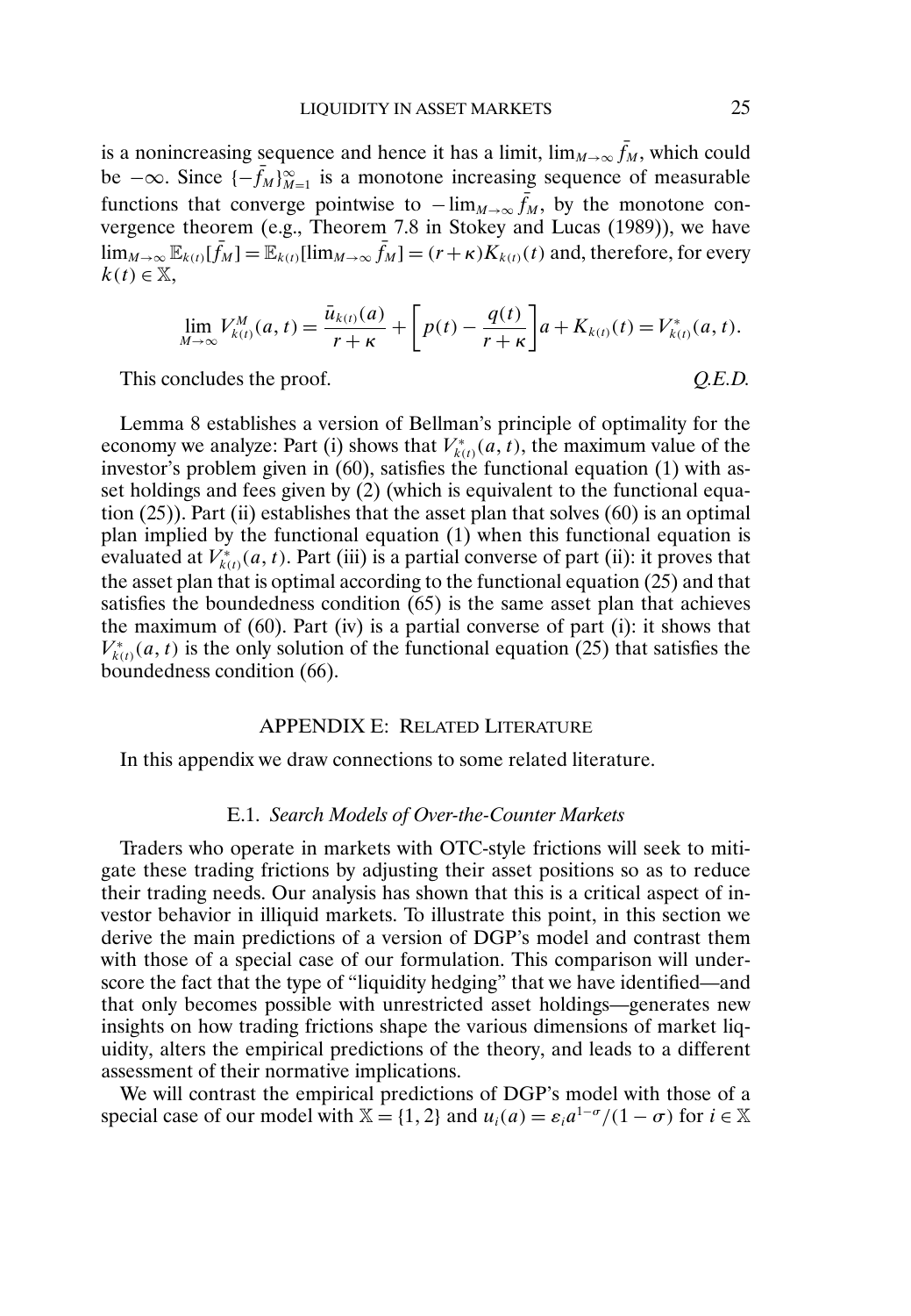is a nonincreasing sequence and hence it has a limit, $\lim_{M\to\infty} \bar{f}_M$, which could be $-\infty$. Since $\{-\bar{f}_M\}_{M=1}^{\infty}$ is a monotone increasing sequence of measurable functions that converge pointwise to $-\lim_{M\to\infty} \bar{f}_M$, by the monotone convergence theorem (e.g., Theorem 7.8 in Stokey and Lucas (1989)), we have $\lim_{M\to\infty} \mathbb{E}_{k(t)}[\bar{f}_M] = \mathbb{E}_{k(t)}[\lim_{M\to\infty} \bar{f}_M] = (r+\kappa)K_{k(t)}(t)$ and, therefore, for every $k(t) \in \mathbb{X}$,

$$\lim_{M\to\infty} V_{k(t)}^M(a,t) = \frac{\bar{u}_{k(t)}(a)}{r+\kappa} + \left[p(t) - \frac{q(t)}{r+\kappa}\right]a + K_{k(t)}(t) = V_{k(t)}^*(a,t).$$

This concludes the proof. *Q.E.D.*

Lemma 8 establishes a version of Bellman's principle of optimality for the economy we analyze: Part (i) shows that $V_{k(t)}^*(a,t)$, the maximum value of the investor's problem given in (60), satisfies the functional equation (1) with asset holdings and fees given by (2) (which is equivalent to the functional equation (25)). Part (ii) establishes that the asset plan that solves (60) is an optimal plan implied by the functional equation (1) when this functional equation is evaluated at $V_{k(t)}^*(a,t)$. Part (iii) is a partial converse of part (ii): it proves that the asset plan that is optimal according to the functional equation (25) and that satisfies the boundedness condition (65) is the same asset plan that achieves the maximum of (60). Part (iv) is a partial converse of part (i): it shows that $V_{k(t)}^*(a,t)$ is the only solution of the functional equation (25) that satisfies the boundedness condition (66).

## APPENDIX E: RELATED LITERATURE

In this appendix we draw connections to some related literature.

### E.1. *Search Models of Over-the-Counter Markets*

Traders who operate in markets with OTC-style frictions will seek to mitigate these trading frictions by adjusting their asset positions so as to reduce their trading needs. Our analysis has shown that this is a critical aspect of investor behavior in illiquid markets. To illustrate this point, in this section we derive the main predictions of a version of DGP's model and contrast them with those of a special case of our formulation. This comparison will underscore the fact that the type of "liquidity hedging" that we have identified—and that only becomes possible with unrestricted asset holdings—generates new insights on how trading frictions shape the various dimensions of market liquidity, alters the empirical predictions of the theory, and leads to a different assessment of their normative implications.

We will contrast the empirical predictions of DGP's model with those of a special case of our model with $\mathbb{X} = \{1, 2\}$ and $u_i(a) = \varepsilon_i a^{1-\sigma}/(1-\sigma)$ for $i \in \mathbb{X}$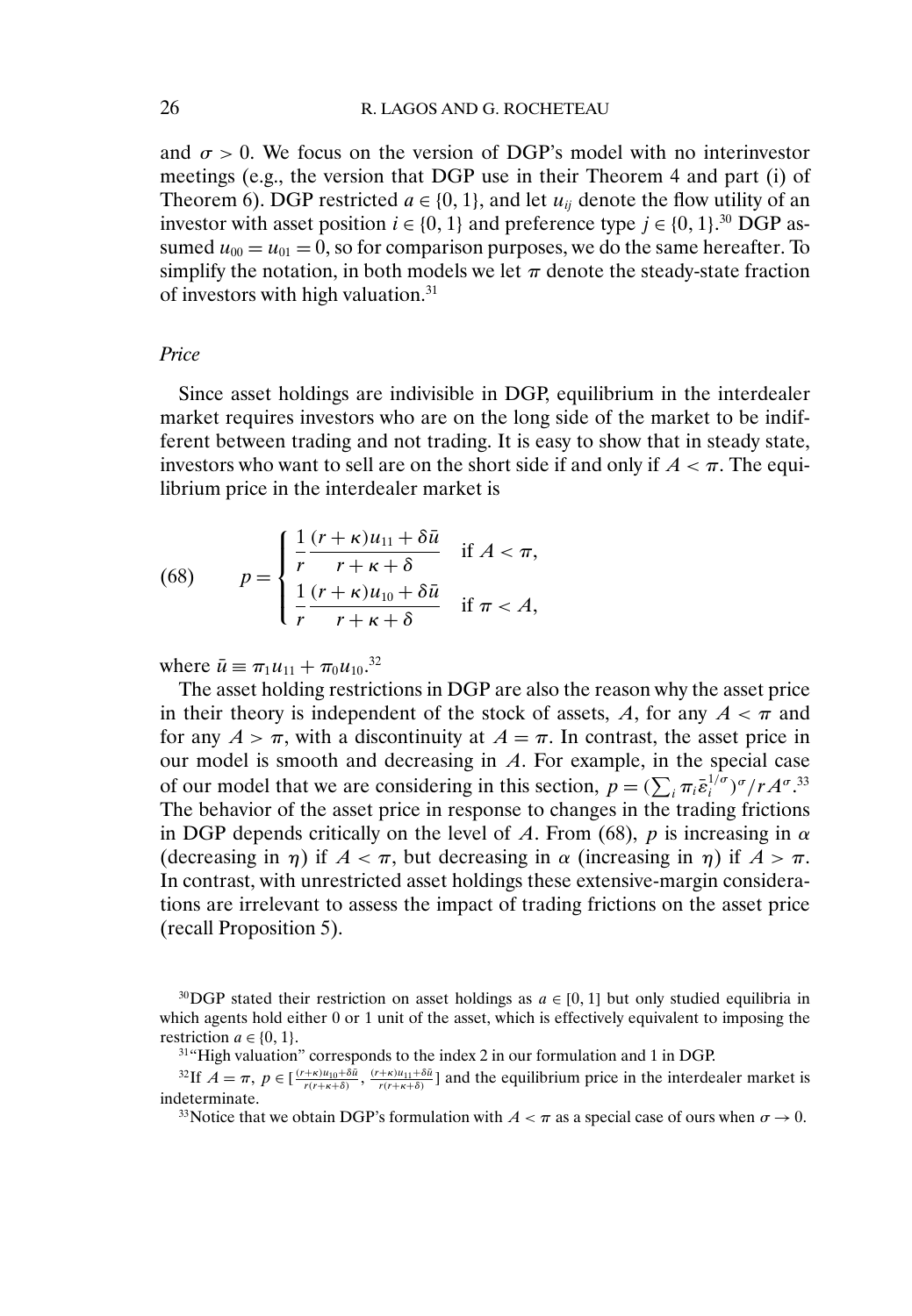and $\sigma > 0$. We focus on the version of DGP's model with no interinvestor meetings (e.g., the version that DGP use in their Theorem 4 and part (i) of Theorem 6). DGP restricted $a \in \{0, 1\}$, and let $u_{ij}$ denote the flow utility of an investor with asset position $i \in \{0, 1\}$ and preference type $j \in \{0, 1\}$.[30] DGP assumed $u_{00} = u_{01} = 0$, so for comparison purposes, we do the same hereafter. To simplify the notation, in both models we let $\pi$ denote the steady-state fraction of investors with high valuation.[31]

*Price*

Since asset holdings are indivisible in DGP, equilibrium in the interdealer market requires investors who are on the long side of the market to be indifferent between trading and not trading. It is easy to show that in steady state, investors who want to sell are on the short side if and only if $A < \pi$. The equilibrium price in the interdealer market is

$$
p = \begin{cases} \dfrac{1}{r} \dfrac{(r+\kappa)u_{11} + \delta \bar{u}}{r + \kappa + \delta} & \text{if } A < \pi, \\[2ex] \dfrac{1}{r} \dfrac{(r+\kappa)u_{10} + \delta \bar{u}}{r + \kappa + \delta} & \text{if } \pi < A, \end{cases} \tag{68}
$$

where $\bar{u} \equiv \pi_1 u_{11} + \pi_0 u_{10}$.[32]

The asset holding restrictions in DGP are also the reason why the asset price in their theory is independent of the stock of assets, $A$, for any $A < \pi$ and for any $A > \pi$, with a discontinuity at $A = \pi$. In contrast, the asset price in our model is smooth and decreasing in $A$. For example, in the special case of our model that we are considering in this section, $p = (\sum_i \pi_i \bar{\varepsilon}_i^{1/\sigma})^\sigma / r A^\sigma$.[33] The behavior of the asset price in response to changes in the trading frictions in DGP depends critically on the level of $A$. From (68), $p$ is increasing in $\alpha$ (decreasing in $\eta$) if $A < \pi$, but decreasing in $\alpha$ (increasing in $\eta$) if $A > \pi$. In contrast, with unrestricted asset holdings these extensive-margin considerations are irrelevant to assess the impact of trading frictions on the asset price (recall Proposition 5).

---

[30] DGP stated their restriction on asset holdings as $a \in [0, 1]$ but only studied equilibria in which agents hold either 0 or 1 unit of the asset, which is effectively equivalent to imposing the restriction $a \in \{0, 1\}$.

[31] "High valuation" corresponds to the index 2 in our formulation and 1 in DGP.

[32] If $A = \pi$, $p \in [\frac{(r+\kappa)u_{10}+\delta\bar{u}}{r(r+\kappa+\delta)}, \frac{(r+\kappa)u_{11}+\delta\bar{u}}{r(r+\kappa+\delta)}]$ and the equilibrium price in the interdealer market is indeterminate.

[33] Notice that we obtain DGP's formulation with $A < \pi$ as a special case of ours when $\sigma \to 0$.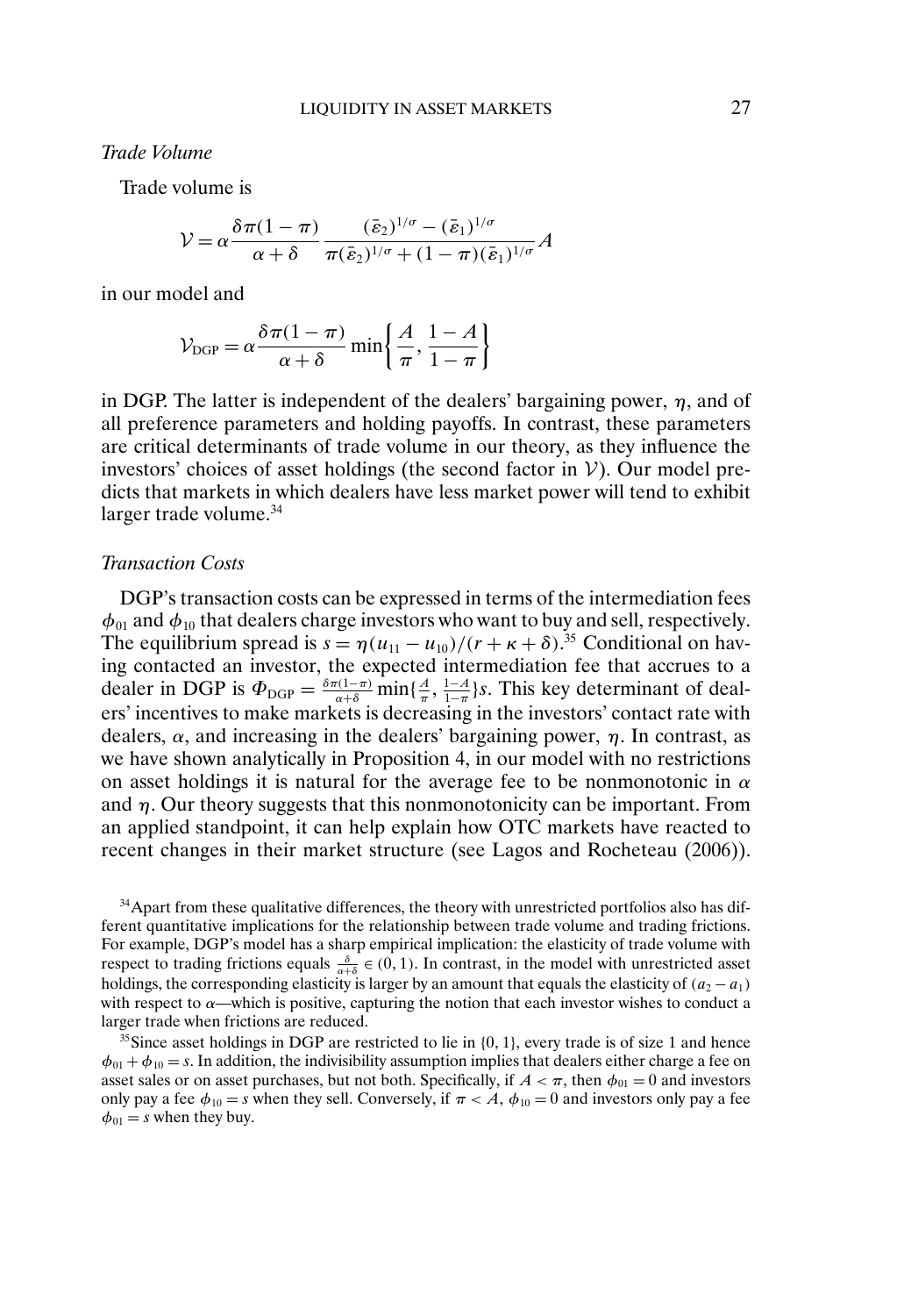*Trade Volume*

Trade volume is

$$\mathcal{V} = \alpha \frac{\delta \pi (1-\pi)}{\alpha + \delta} \frac{(\bar{\varepsilon}_2)^{1/\sigma} - (\bar{\varepsilon}_1)^{1/\sigma}}{\pi (\bar{\varepsilon}_2)^{1/\sigma} + (1-\pi)(\bar{\varepsilon}_1)^{1/\sigma}} A$$

in our model and

$$\mathcal{V}_{\text{DGP}} = \alpha \frac{\delta \pi (1-\pi)}{\alpha + \delta} \min\left\{ \frac{A}{\pi}, \frac{1-A}{1-\pi} \right\}$$

in DGP. The latter is independent of the dealers' bargaining power, $\eta$, and of all preference parameters and holding payoffs. In contrast, these parameters are critical determinants of trade volume in our theory, as they influence the investors' choices of asset holdings (the second factor in $\mathcal{V}$). Our model predicts that markets in which dealers have less market power will tend to exhibit larger trade volume.[34]

*Transaction Costs*

DGP's transaction costs can be expressed in terms of the intermediation fees $\phi_{01}$ and $\phi_{10}$ that dealers charge investors who want to buy and sell, respectively. The equilibrium spread is $s = \eta(u_{11} - u_{10})/(r + \kappa + \delta)$.[35] Conditional on having contacted an investor, the expected intermediation fee that accrues to a dealer in DGP is $\Phi_{\text{DGP}} = \frac{\delta \pi (1-\pi)}{\alpha + \delta} \min\{\frac{A}{\pi}, \frac{1-A}{1-\pi}\} s$. This key determinant of dealers' incentives to make markets is decreasing in the investors' contact rate with dealers, $\alpha$, and increasing in the dealers' bargaining power, $\eta$. In contrast, as we have shown analytically in Proposition 4, in our model with no restrictions on asset holdings it is natural for the average fee to be nonmonotonic in $\alpha$ and $\eta$. Our theory suggests that this nonmonotonicity can be important. From an applied standpoint, it can help explain how OTC markets have reacted to recent changes in their market structure (see Lagos and Rocheteau (2006)).

[34] Apart from these qualitative differences, the theory with unrestricted portfolios also has different quantitative implications for the relationship between trade volume and trading frictions. For example, DGP's model has a sharp empirical implication: the elasticity of trade volume with respect to trading frictions equals $\frac{\delta}{\alpha + \delta} \in (0, 1)$. In contrast, in the model with unrestricted asset holdings, the corresponding elasticity is larger by an amount that equals the elasticity of $(a_2 - a_1)$ with respect to $\alpha$—which is positive, capturing the notion that each investor wishes to conduct a larger trade when frictions are reduced.

[35] Since asset holdings in DGP are restricted to lie in $\{0, 1\}$, every trade is of size 1 and hence $\phi_{01} + \phi_{10} = s$. In addition, the indivisibility assumption implies that dealers either charge a fee on asset sales or on asset purchases, but not both. Specifically, if $A < \pi$, then $\phi_{01} = 0$ and investors only pay a fee $\phi_{10} = s$ when they sell. Conversely, if $\pi < A$, $\phi_{10} = 0$ and investors only pay a fee $\phi_{01} = s$ when they buy.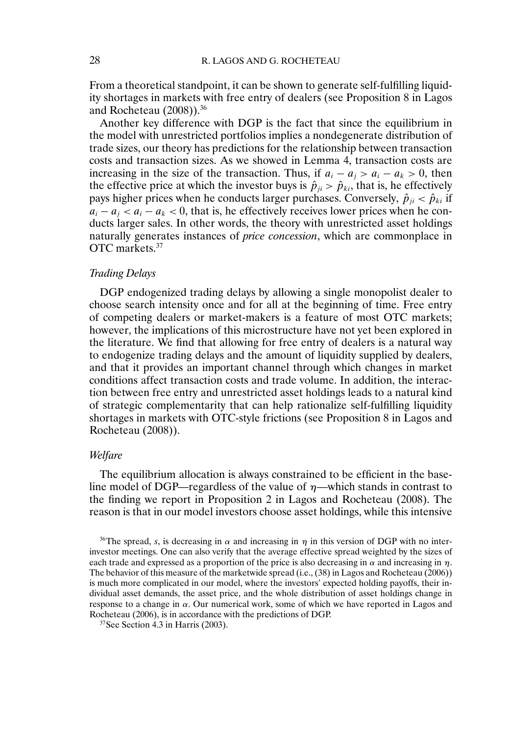From a theoretical standpoint, it can be shown to generate self-fulfilling liquidity shortages in markets with free entry of dealers (see Proposition 8 in Lagos and Rocheteau (2008)).[36]

Another key difference with DGP is the fact that since the equilibrium in the model with unrestricted portfolios implies a nondegenerate distribution of trade sizes, our theory has predictions for the relationship between transaction costs and transaction sizes. As we showed in Lemma 4, transaction costs are increasing in the size of the transaction. Thus, if $a_i - a_j > a_i - a_k > 0$, then the effective price at which the investor buys is $\hat{p}_{ji} > \hat{p}_{ki}$, that is, he effectively pays higher prices when he conducts larger purchases. Conversely, $\hat{p}_{ji} < \hat{p}_{ki}$ if $a_i - a_j < a_i - a_k < 0$, that is, he effectively receives lower prices when he conducts larger sales. In other words, the theory with unrestricted asset holdings naturally generates instances of *price concession*, which are commonplace in OTC markets.[37]

### *Trading Delays*

DGP endogenized trading delays by allowing a single monopolist dealer to choose search intensity once and for all at the beginning of time. Free entry of competing dealers or market-makers is a feature of most OTC markets; however, the implications of this microstructure have not yet been explored in the literature. We find that allowing for free entry of dealers is a natural way to endogenize trading delays and the amount of liquidity supplied by dealers, and that it provides an important channel through which changes in market conditions affect transaction costs and trade volume. In addition, the interaction between free entry and unrestricted asset holdings leads to a natural kind of strategic complementarity that can help rationalize self-fulfilling liquidity shortages in markets with OTC-style frictions (see Proposition 8 in Lagos and Rocheteau (2008)).

### *Welfare*

The equilibrium allocation is always constrained to be efficient in the baseline model of DGP—regardless of the value of $\eta$—which stands in contrast to the finding we report in Proposition 2 in Lagos and Rocheteau (2008). The reason is that in our model investors choose asset holdings, while this intensive

[36] The spread, $s$, is decreasing in $\alpha$ and increasing in $\eta$ in this version of DGP with no inter-investor meetings. One can also verify that the average effective spread weighted by the sizes of each trade and expressed as a proportion of the price is also decreasing in $\alpha$ and increasing in $\eta$. The behavior of this measure of the marketwide spread (i.e., (38) in Lagos and Rocheteau (2006)) is much more complicated in our model, where the investors' expected holding payoffs, their individual asset demands, the asset price, and the whole distribution of asset holdings change in response to a change in $\alpha$. Our numerical work, some of which we have reported in Lagos and Rocheteau (2006), is in accordance with the predictions of DGP.

[37] See Section 4.3 in Harris (2003).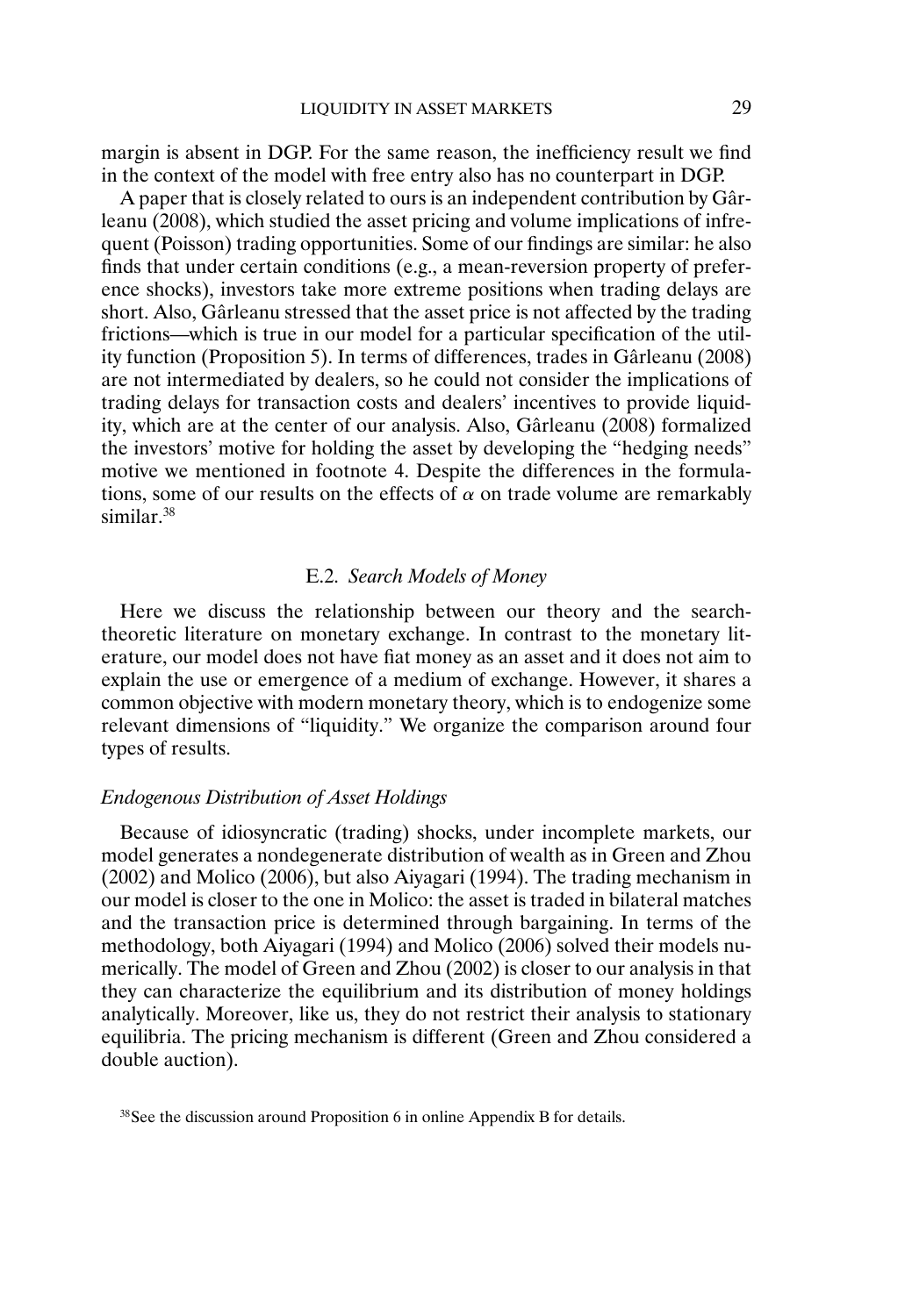margin is absent in DGP. For the same reason, the inefficiency result we find in the context of the model with free entry also has no counterpart in DGP.

A paper that is closely related to ours is an independent contribution by Gârleanu (2008), which studied the asset pricing and volume implications of infrequent (Poisson) trading opportunities. Some of our findings are similar: he also finds that under certain conditions (e.g., a mean-reversion property of preference shocks), investors take more extreme positions when trading delays are short. Also, Gârleanu stressed that the asset price is not affected by the trading frictions—which is true in our model for a particular specification of the utility function (Proposition 5). In terms of differences, trades in Gârleanu (2008) are not intermediated by dealers, so he could not consider the implications of trading delays for transaction costs and dealers' incentives to provide liquidity, which are at the center of our analysis. Also, Gârleanu (2008) formalized the investors' motive for holding the asset by developing the "hedging needs" motive we mentioned in footnote 4. Despite the differences in the formulations, some of our results on the effects of $\alpha$ on trade volume are remarkably similar.[38]

### E.2. *Search Models of Money*

Here we discuss the relationship between our theory and the search-theoretic literature on monetary exchange. In contrast to the monetary literature, our model does not have fiat money as an asset and it does not aim to explain the use or emergence of a medium of exchange. However, it shares a common objective with modern monetary theory, which is to endogenize some relevant dimensions of "liquidity." We organize the comparison around four types of results.

#### *Endogenous Distribution of Asset Holdings*

Because of idiosyncratic (trading) shocks, under incomplete markets, our model generates a nondegenerate distribution of wealth as in Green and Zhou (2002) and Molico (2006), but also Aiyagari (1994). The trading mechanism in our model is closer to the one in Molico: the asset is traded in bilateral matches and the transaction price is determined through bargaining. In terms of the methodology, both Aiyagari (1994) and Molico (2006) solved their models numerically. The model of Green and Zhou (2002) is closer to our analysis in that they can characterize the equilibrium and its distribution of money holdings analytically. Moreover, like us, they do not restrict their analysis to stationary equilibria. The pricing mechanism is different (Green and Zhou considered a double auction).

[38] See the discussion around Proposition 6 in online Appendix B for details.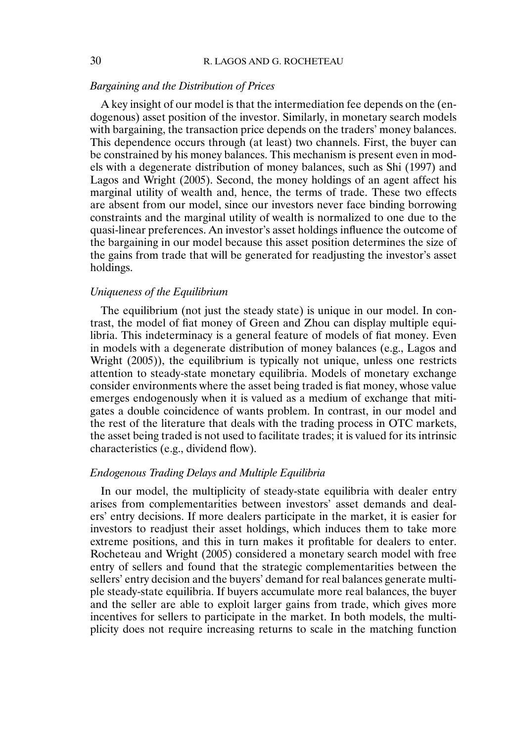*Bargaining and the Distribution of Prices*

A key insight of our model is that the intermediation fee depends on the (endogenous) asset position of the investor. Similarly, in monetary search models with bargaining, the transaction price depends on the traders' money balances. This dependence occurs through (at least) two channels. First, the buyer can be constrained by his money balances. This mechanism is present even in models with a degenerate distribution of money balances, such as Shi (1997) and Lagos and Wright (2005). Second, the money holdings of an agent affect his marginal utility of wealth and, hence, the terms of trade. These two effects are absent from our model, since our investors never face binding borrowing constraints and the marginal utility of wealth is normalized to one due to the quasi-linear preferences. An investor's asset holdings influence the outcome of the bargaining in our model because this asset position determines the size of the gains from trade that will be generated for readjusting the investor's asset holdings.

*Uniqueness of the Equilibrium*

The equilibrium (not just the steady state) is unique in our model. In contrast, the model of fiat money of Green and Zhou can display multiple equilibria. This indeterminacy is a general feature of models of fiat money. Even in models with a degenerate distribution of money balances (e.g., Lagos and Wright (2005)), the equilibrium is typically not unique, unless one restricts attention to steady-state monetary equilibria. Models of monetary exchange consider environments where the asset being traded is fiat money, whose value emerges endogenously when it is valued as a medium of exchange that mitigates a double coincidence of wants problem. In contrast, in our model and the rest of the literature that deals with the trading process in OTC markets, the asset being traded is not used to facilitate trades; it is valued for its intrinsic characteristics (e.g., dividend flow).

*Endogenous Trading Delays and Multiple Equilibria*

In our model, the multiplicity of steady-state equilibria with dealer entry arises from complementarities between investors' asset demands and dealers' entry decisions. If more dealers participate in the market, it is easier for investors to readjust their asset holdings, which induces them to take more extreme positions, and this in turn makes it profitable for dealers to enter. Rocheteau and Wright (2005) considered a monetary search model with free entry of sellers and found that the strategic complementarities between the sellers' entry decision and the buyers' demand for real balances generate multiple steady-state equilibria. If buyers accumulate more real balances, the buyer and the seller are able to exploit larger gains from trade, which gives more incentives for sellers to participate in the market. In both models, the multiplicity does not require increasing returns to scale in the matching function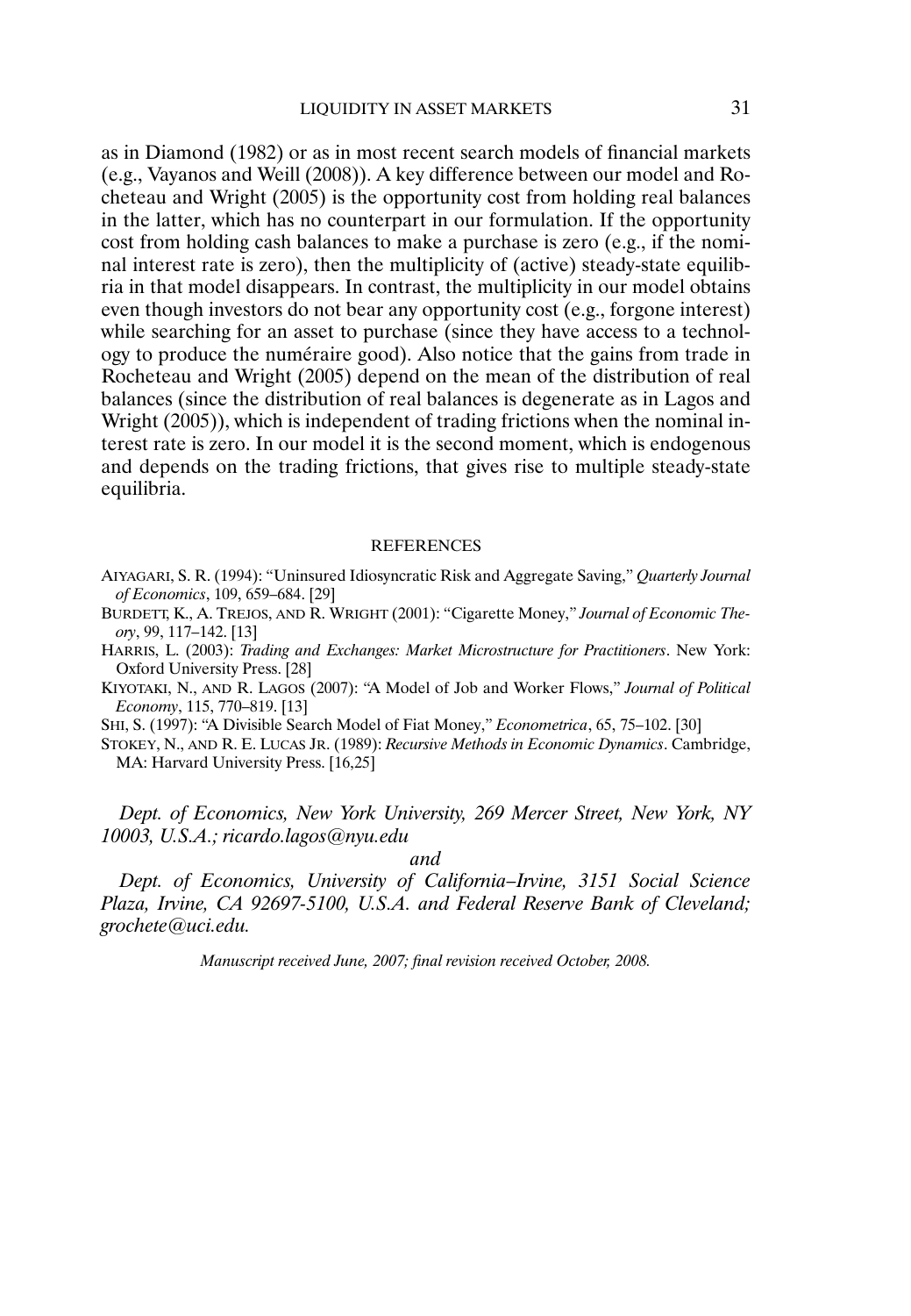as in Diamond (1982) or as in most recent search models of financial markets (e.g., Vayanos and Weill (2008)). A key difference between our model and Rocheteau and Wright (2005) is the opportunity cost from holding real balances in the latter, which has no counterpart in our formulation. If the opportunity cost from holding cash balances to make a purchase is zero (e.g., if the nominal interest rate is zero), then the multiplicity of (active) steady-state equilibria in that model disappears. In contrast, the multiplicity in our model obtains even though investors do not bear any opportunity cost (e.g., forgone interest) while searching for an asset to purchase (since they have access to a technology to produce the numéraire good). Also notice that the gains from trade in Rocheteau and Wright (2005) depend on the mean of the distribution of real balances (since the distribution of real balances is degenerate as in Lagos and Wright (2005)), which is independent of trading frictions when the nominal interest rate is zero. In our model it is the second moment, which is endogenous and depends on the trading frictions, that gives rise to multiple steady-state equilibria.

## REFERENCES

AIYAGARI, S. R. (1994): "Uninsured Idiosyncratic Risk and Aggregate Saving," *Quarterly Journal of Economics*, 109, 659–684. [29]

BURDETT, K., A. TREJOS, AND R. WRIGHT (2001): "Cigarette Money," *Journal of Economic Theory*, 99, 117–142. [13]

HARRIS, L. (2003): *Trading and Exchanges: Market Microstructure for Practitioners*. New York: Oxford University Press. [28]

KIYOTAKI, N., AND R. LAGOS (2007): "A Model of Job and Worker Flows," *Journal of Political Economy*, 115, 770–819. [13]

SHI, S. (1997): "A Divisible Search Model of Fiat Money," *Econometrica*, 65, 75–102. [30]

STOKEY, N., AND R. E. LUCAS JR. (1989): *Recursive Methods in Economic Dynamics*. Cambridge, MA: Harvard University Press. [16,25]

*Dept. of Economics, New York University, 269 Mercer Street, New York, NY 10003, U.S.A.; ricardo.lagos@nyu.edu*

*and*

*Dept. of Economics, University of California–Irvine, 3151 Social Science Plaza, Irvine, CA 92697-5100, U.S.A. and Federal Reserve Bank of Cleveland; grochete@uci.edu.*

*Manuscript received June, 2007; final revision received October, 2008.*